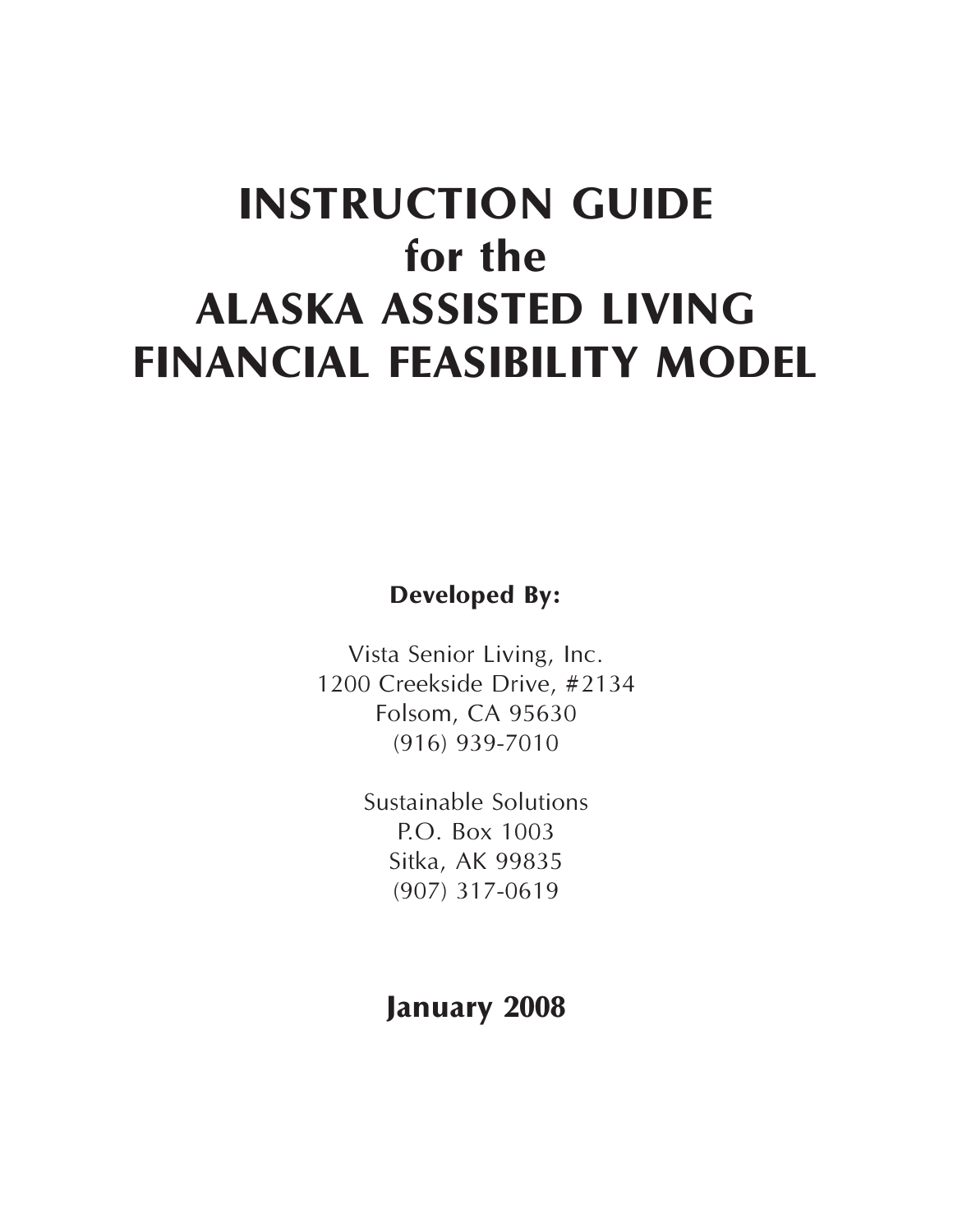# INSTRUCTION GUIDE for the ALASKA ASSISTED LIVING FINANCIAL FEASIBILITY MODEL

**Developed By:**

Vista Senior Living, Inc.
1200 Creekside Drive, #2134
Folsom, CA 95630
(916) 939-7010

Sustainable Solutions
P.O. Box 1003
Sitka, AK 99835
(907) 317-0619

**January 2008**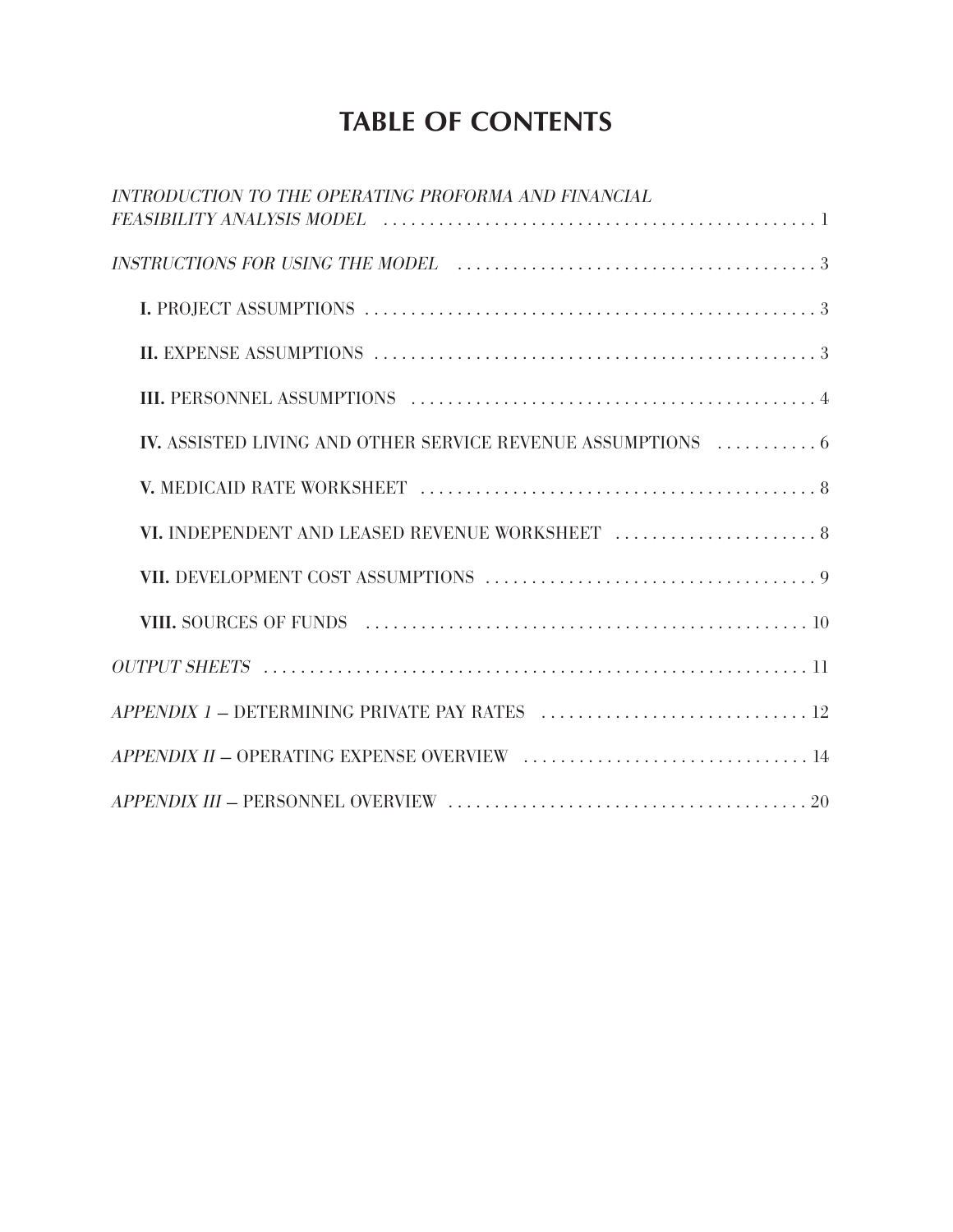# TABLE OF CONTENTS

*INTRODUCTION TO THE OPERATING PROFORMA AND FINANCIAL FEASIBILITY ANALYSIS MODEL* . . . . . . . . . . . . . . . . . . . . . . . . . . . . . . . . . . . . . . . . . . . . . . . 1

*INSTRUCTIONS FOR USING THE MODEL* . . . . . . . . . . . . . . . . . . . . . . . . . . . . . . . . . . . . . . . 3

- **I.** PROJECT ASSUMPTIONS . . . . . . . . . . . . . . . . . . . . . . . . . . . . . . . . . . . . . . . . . . . . . . . . . . 3
- **II.** EXPENSE ASSUMPTIONS . . . . . . . . . . . . . . . . . . . . . . . . . . . . . . . . . . . . . . . . . . . . . . . . . 3
- **III.** PERSONNEL ASSUMPTIONS . . . . . . . . . . . . . . . . . . . . . . . . . . . . . . . . . . . . . . . . . . . . 4
- **IV.** ASSISTED LIVING AND OTHER SERVICE REVENUE ASSUMPTIONS . . . . . . . . . . . 6
- **V.** MEDICAID RATE WORKSHEET . . . . . . . . . . . . . . . . . . . . . . . . . . . . . . . . . . . . . . . . . . . 8
- **VI.** INDEPENDENT AND LEASED REVENUE WORKSHEET . . . . . . . . . . . . . . . . . . . . . . 8
- **VII.** DEVELOPMENT COST ASSUMPTIONS . . . . . . . . . . . . . . . . . . . . . . . . . . . . . . . . . . . . 9
- **VIII.** SOURCES OF FUNDS . . . . . . . . . . . . . . . . . . . . . . . . . . . . . . . . . . . . . . . . . . . . . . . . 10

*OUTPUT SHEETS* . . . . . . . . . . . . . . . . . . . . . . . . . . . . . . . . . . . . . . . . . . . . . . . . . . . . . . . . . . . 11

*APPENDIX I* – DETERMINING PRIVATE PAY RATES . . . . . . . . . . . . . . . . . . . . . . . . . . . . . 12

*APPENDIX II* – OPERATING EXPENSE OVERVIEW . . . . . . . . . . . . . . . . . . . . . . . . . . . . . . . 14

*APPENDIX III* – PERSONNEL OVERVIEW . . . . . . . . . . . . . . . . . . . . . . . . . . . . . . . . . . . . . . . 20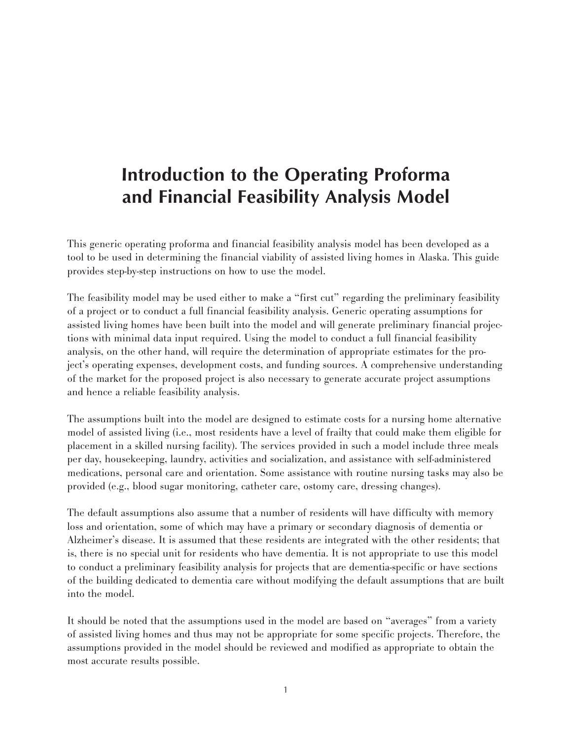# Introduction to the Operating Proforma and Financial Feasibility Analysis Model

This generic operating proforma and financial feasibility analysis model has been developed as a tool to be used in determining the financial viability of assisted living homes in Alaska. This guide provides step-by-step instructions on how to use the model.

The feasibility model may be used either to make a "first cut" regarding the preliminary feasibility of a project or to conduct a full financial feasibility analysis. Generic operating assumptions for assisted living homes have been built into the model and will generate preliminary financial projections with minimal data input required. Using the model to conduct a full financial feasibility analysis, on the other hand, will require the determination of appropriate estimates for the project's operating expenses, development costs, and funding sources. A comprehensive understanding of the market for the proposed project is also necessary to generate accurate project assumptions and hence a reliable feasibility analysis.

The assumptions built into the model are designed to estimate costs for a nursing home alternative model of assisted living (i.e., most residents have a level of frailty that could make them eligible for placement in a skilled nursing facility). The services provided in such a model include three meals per day, housekeeping, laundry, activities and socialization, and assistance with self-administered medications, personal care and orientation. Some assistance with routine nursing tasks may also be provided (e.g., blood sugar monitoring, catheter care, ostomy care, dressing changes).

The default assumptions also assume that a number of residents will have difficulty with memory loss and orientation, some of which may have a primary or secondary diagnosis of dementia or Alzheimer's disease. It is assumed that these residents are integrated with the other residents; that is, there is no special unit for residents who have dementia. It is not appropriate to use this model to conduct a preliminary feasibility analysis for projects that are dementia-specific or have sections of the building dedicated to dementia care without modifying the default assumptions that are built into the model.

It should be noted that the assumptions used in the model are based on "averages" from a variety of assisted living homes and thus may not be appropriate for some specific projects. Therefore, the assumptions provided in the model should be reviewed and modified as appropriate to obtain the most accurate results possible.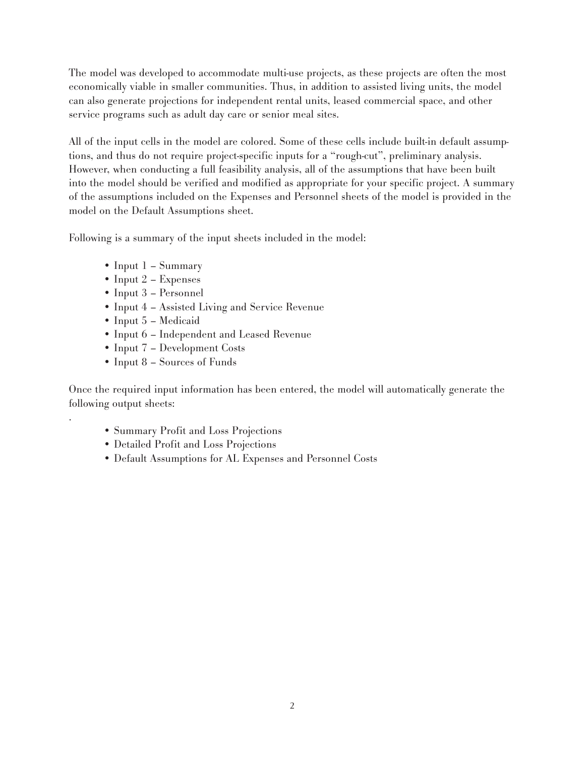The model was developed to accommodate multi-use projects, as these projects are often the most economically viable in smaller communities. Thus, in addition to assisted living units, the model can also generate projections for independent rental units, leased commercial space, and other service programs such as adult day care or senior meal sites.

All of the input cells in the model are colored. Some of these cells include built-in default assumptions, and thus do not require project-specific inputs for a "rough-cut", preliminary analysis. However, when conducting a full feasibility analysis, all of the assumptions that have been built into the model should be verified and modified as appropriate for your specific project. A summary of the assumptions included on the Expenses and Personnel sheets of the model is provided in the model on the Default Assumptions sheet.

Following is a summary of the input sheets included in the model:

- Input 1 – Summary
- Input 2 – Expenses
- Input 3 – Personnel
- Input 4 – Assisted Living and Service Revenue
- Input 5 – Medicaid
- Input 6 – Independent and Leased Revenue
- Input 7 – Development Costs
- Input 8 – Sources of Funds

Once the required input information has been entered, the model will automatically generate the following output sheets:

- Summary Profit and Loss Projections
- Detailed Profit and Loss Projections
- Default Assumptions for AL Expenses and Personnel Costs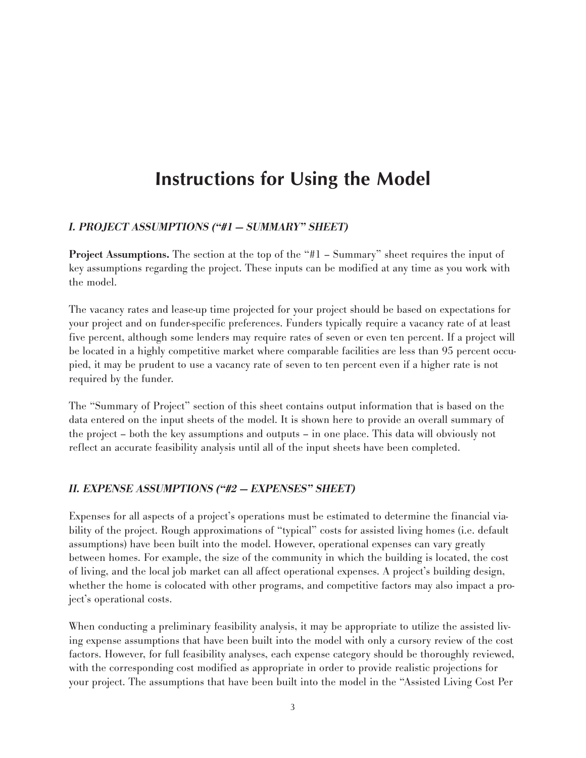# Instructions for Using the Model

### *I. PROJECT ASSUMPTIONS ("#1 — SUMMARY" SHEET)*

**Project Assumptions.** The section at the top of the "#1 – Summary" sheet requires the input of key assumptions regarding the project. These inputs can be modified at any time as you work with the model.

The vacancy rates and lease-up time projected for your project should be based on expectations for your project and on funder-specific preferences. Funders typically require a vacancy rate of at least five percent, although some lenders may require rates of seven or even ten percent. If a project will be located in a highly competitive market where comparable facilities are less than 95 percent occupied, it may be prudent to use a vacancy rate of seven to ten percent even if a higher rate is not required by the funder.

The "Summary of Project" section of this sheet contains output information that is based on the data entered on the input sheets of the model. It is shown here to provide an overall summary of the project – both the key assumptions and outputs – in one place. This data will obviously not reflect an accurate feasibility analysis until all of the input sheets have been completed.

### *II. EXPENSE ASSUMPTIONS ("#2 — EXPENSES" SHEET)*

Expenses for all aspects of a project's operations must be estimated to determine the financial viability of the project. Rough approximations of "typical" costs for assisted living homes (i.e. default assumptions) have been built into the model. However, operational expenses can vary greatly between homes. For example, the size of the community in which the building is located, the cost of living, and the local job market can all affect operational expenses. A project's building design, whether the home is colocated with other programs, and competitive factors may also impact a project's operational costs.

When conducting a preliminary feasibility analysis, it may be appropriate to utilize the assisted living expense assumptions that have been built into the model with only a cursory review of the cost factors. However, for full feasibility analyses, each expense category should be thoroughly reviewed, with the corresponding cost modified as appropriate in order to provide realistic projections for your project. The assumptions that have been built into the model in the "Assisted Living Cost Per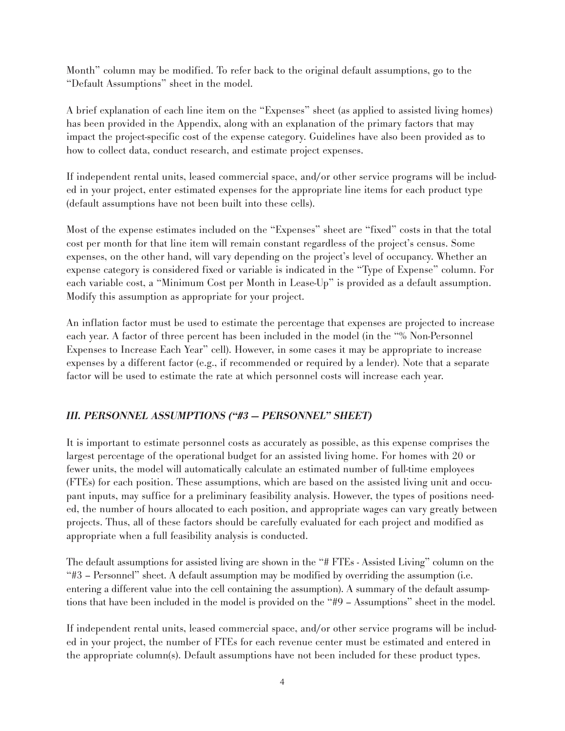Month" column may be modified. To refer back to the original default assumptions, go to the "Default Assumptions" sheet in the model.

A brief explanation of each line item on the "Expenses" sheet (as applied to assisted living homes) has been provided in the Appendix, along with an explanation of the primary factors that may impact the project-specific cost of the expense category. Guidelines have also been provided as to how to collect data, conduct research, and estimate project expenses.

If independent rental units, leased commercial space, and/or other service programs will be included in your project, enter estimated expenses for the appropriate line items for each product type (default assumptions have not been built into these cells).

Most of the expense estimates included on the "Expenses" sheet are "fixed" costs in that the total cost per month for that line item will remain constant regardless of the project's census. Some expenses, on the other hand, will vary depending on the project's level of occupancy. Whether an expense category is considered fixed or variable is indicated in the "Type of Expense" column. For each variable cost, a "Minimum Cost per Month in Lease-Up" is provided as a default assumption. Modify this assumption as appropriate for your project.

An inflation factor must be used to estimate the percentage that expenses are projected to increase each year. A factor of three percent has been included in the model (in the "% Non-Personnel Expenses to Increase Each Year" cell). However, in some cases it may be appropriate to increase expenses by a different factor (e.g., if recommended or required by a lender). Note that a separate factor will be used to estimate the rate at which personnel costs will increase each year.

### *III. PERSONNEL ASSUMPTIONS ("#3 — PERSONNEL" SHEET)*

It is important to estimate personnel costs as accurately as possible, as this expense comprises the largest percentage of the operational budget for an assisted living home. For homes with 20 or fewer units, the model will automatically calculate an estimated number of full-time employees (FTEs) for each position. These assumptions, which are based on the assisted living unit and occupant inputs, may suffice for a preliminary feasibility analysis. However, the types of positions needed, the number of hours allocated to each position, and appropriate wages can vary greatly between projects. Thus, all of these factors should be carefully evaluated for each project and modified as appropriate when a full feasibility analysis is conducted.

The default assumptions for assisted living are shown in the "# FTEs - Assisted Living" column on the "#3 – Personnel" sheet. A default assumption may be modified by overriding the assumption (i.e. entering a different value into the cell containing the assumption). A summary of the default assumptions that have been included in the model is provided on the "#9 – Assumptions" sheet in the model.

If independent rental units, leased commercial space, and/or other service programs will be included in your project, the number of FTEs for each revenue center must be estimated and entered in the appropriate column(s). Default assumptions have not been included for these product types.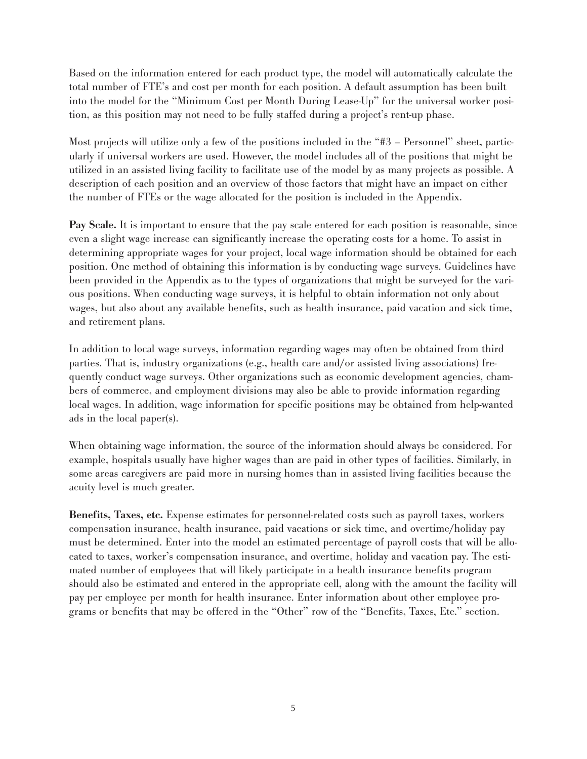Based on the information entered for each product type, the model will automatically calculate the total number of FTE's and cost per month for each position. A default assumption has been built into the model for the "Minimum Cost per Month During Lease-Up" for the universal worker position, as this position may not need to be fully staffed during a project's rent-up phase.

Most projects will utilize only a few of the positions included in the "#3 – Personnel" sheet, particularly if universal workers are used. However, the model includes all of the positions that might be utilized in an assisted living facility to facilitate use of the model by as many projects as possible. A description of each position and an overview of those factors that might have an impact on either the number of FTEs or the wage allocated for the position is included in the Appendix.

**Pay Scale.** It is important to ensure that the pay scale entered for each position is reasonable, since even a slight wage increase can significantly increase the operating costs for a home. To assist in determining appropriate wages for your project, local wage information should be obtained for each position. One method of obtaining this information is by conducting wage surveys. Guidelines have been provided in the Appendix as to the types of organizations that might be surveyed for the various positions. When conducting wage surveys, it is helpful to obtain information not only about wages, but also about any available benefits, such as health insurance, paid vacation and sick time, and retirement plans.

In addition to local wage surveys, information regarding wages may often be obtained from third parties. That is, industry organizations (e.g., health care and/or assisted living associations) frequently conduct wage surveys. Other organizations such as economic development agencies, chambers of commerce, and employment divisions may also be able to provide information regarding local wages. In addition, wage information for specific positions may be obtained from help-wanted ads in the local paper(s).

When obtaining wage information, the source of the information should always be considered. For example, hospitals usually have higher wages than are paid in other types of facilities. Similarly, in some areas caregivers are paid more in nursing homes than in assisted living facilities because the acuity level is much greater.

**Benefits, Taxes, etc.** Expense estimates for personnel-related costs such as payroll taxes, workers compensation insurance, health insurance, paid vacations or sick time, and overtime/holiday pay must be determined. Enter into the model an estimated percentage of payroll costs that will be allocated to taxes, worker's compensation insurance, and overtime, holiday and vacation pay. The estimated number of employees that will likely participate in a health insurance benefits program should also be estimated and entered in the appropriate cell, along with the amount the facility will pay per employee per month for health insurance. Enter information about other employee programs or benefits that may be offered in the "Other" row of the "Benefits, Taxes, Etc." section.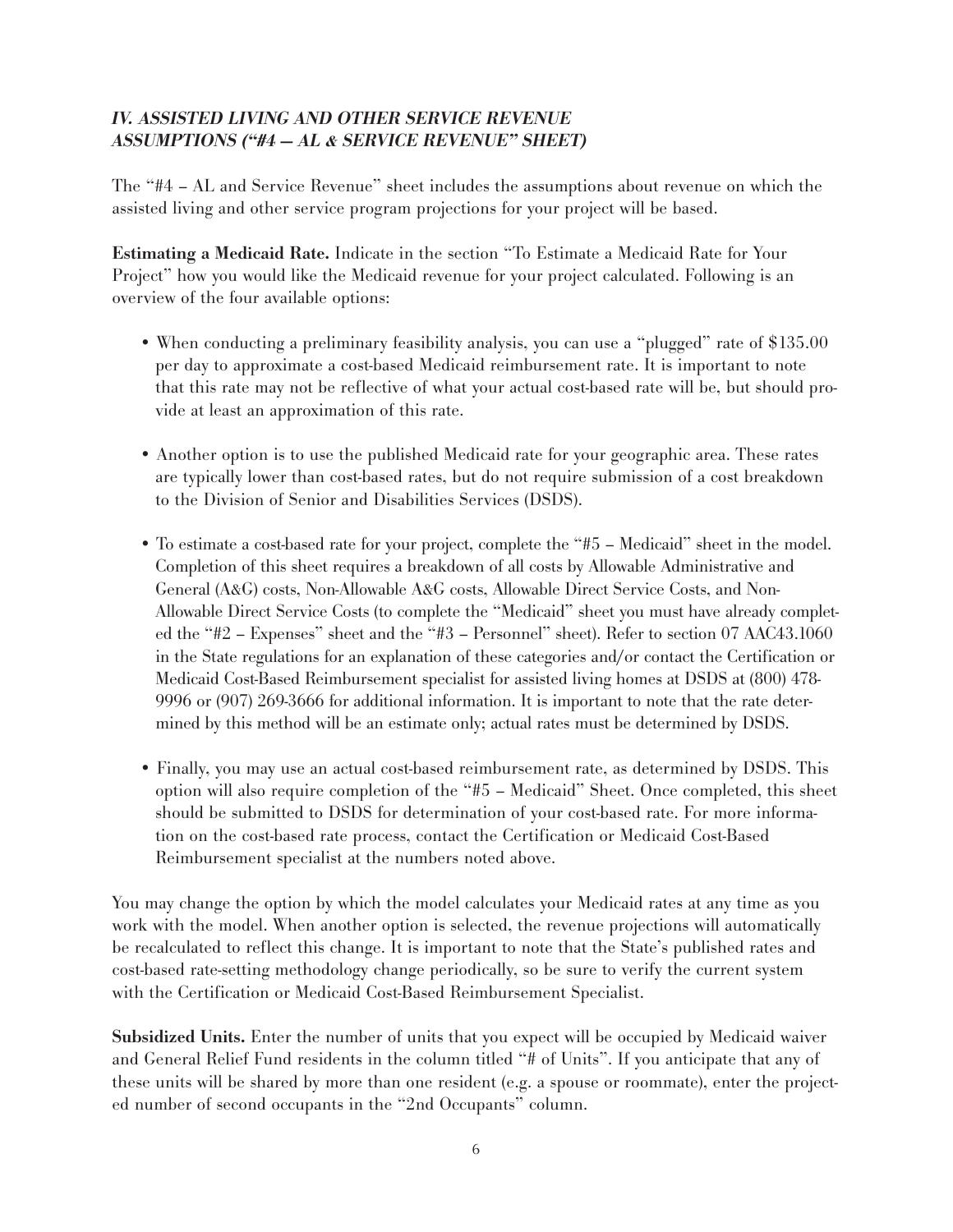## *IV. ASSISTED LIVING AND OTHER SERVICE REVENUE ASSUMPTIONS ("#4 — AL & SERVICE REVENUE" SHEET)*

The "#4 – AL and Service Revenue" sheet includes the assumptions about revenue on which the assisted living and other service program projections for your project will be based.

**Estimating a Medicaid Rate.** Indicate in the section "To Estimate a Medicaid Rate for Your Project" how you would like the Medicaid revenue for your project calculated. Following is an overview of the four available options:

- When conducting a preliminary feasibility analysis, you can use a "plugged" rate of $135.00 per day to approximate a cost-based Medicaid reimbursement rate. It is important to note that this rate may not be reflective of what your actual cost-based rate will be, but should provide at least an approximation of this rate.

- Another option is to use the published Medicaid rate for your geographic area. These rates are typically lower than cost-based rates, but do not require submission of a cost breakdown to the Division of Senior and Disabilities Services (DSDS).

- To estimate a cost-based rate for your project, complete the "#5 – Medicaid" sheet in the model. Completion of this sheet requires a breakdown of all costs by Allowable Administrative and General (A&G) costs, Non-Allowable A&G costs, Allowable Direct Service Costs, and Non-Allowable Direct Service Costs (to complete the "Medicaid" sheet you must have already completed the "#2 – Expenses" sheet and the "#3 – Personnel" sheet). Refer to section 07 AAC43.1060 in the State regulations for an explanation of these categories and/or contact the Certification or Medicaid Cost-Based Reimbursement specialist for assisted living homes at DSDS at (800) 478-9996 or (907) 269-3666 for additional information. It is important to note that the rate determined by this method will be an estimate only; actual rates must be determined by DSDS.

- Finally, you may use an actual cost-based reimbursement rate, as determined by DSDS. This option will also require completion of the "#5 – Medicaid" Sheet. Once completed, this sheet should be submitted to DSDS for determination of your cost-based rate. For more information on the cost-based rate process, contact the Certification or Medicaid Cost-Based Reimbursement specialist at the numbers noted above.

You may change the option by which the model calculates your Medicaid rates at any time as you work with the model. When another option is selected, the revenue projections will automatically be recalculated to reflect this change. It is important to note that the State's published rates and cost-based rate-setting methodology change periodically, so be sure to verify the current system with the Certification or Medicaid Cost-Based Reimbursement Specialist.

**Subsidized Units.** Enter the number of units that you expect will be occupied by Medicaid waiver and General Relief Fund residents in the column titled "# of Units". If you anticipate that any of these units will be shared by more than one resident (e.g. a spouse or roommate), enter the projected number of second occupants in the "2nd Occupants" column.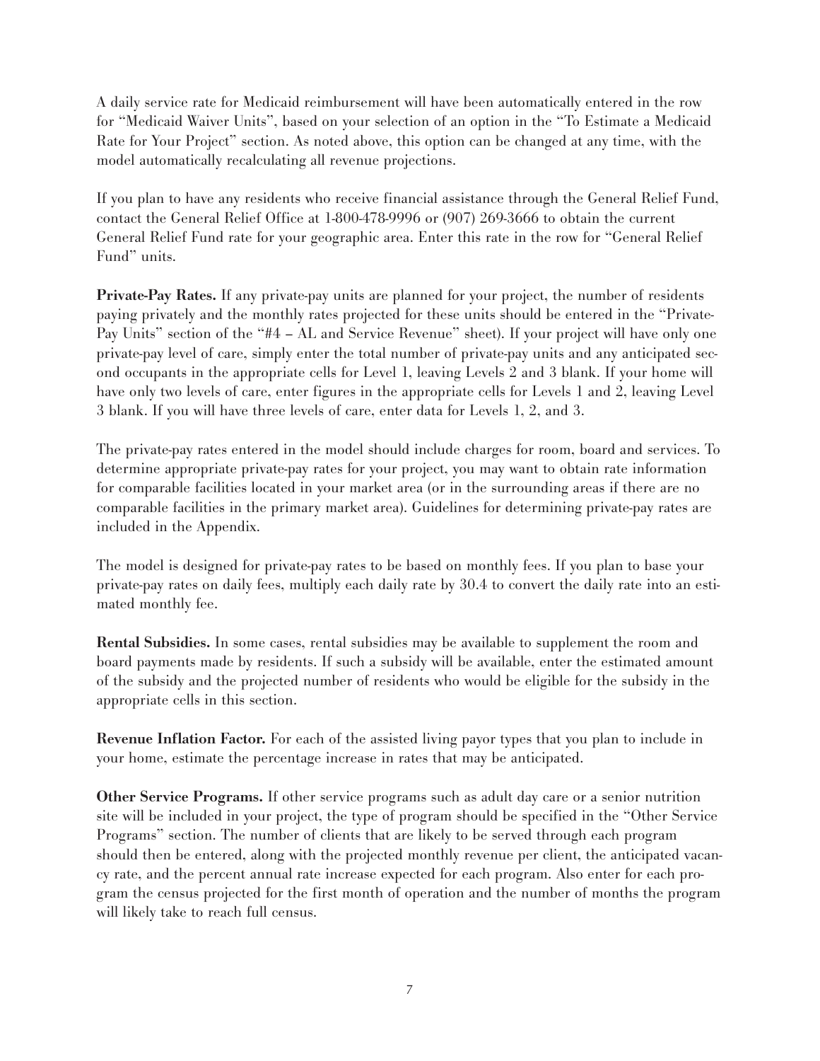A daily service rate for Medicaid reimbursement will have been automatically entered in the row for "Medicaid Waiver Units", based on your selection of an option in the "To Estimate a Medicaid Rate for Your Project" section. As noted above, this option can be changed at any time, with the model automatically recalculating all revenue projections.

If you plan to have any residents who receive financial assistance through the General Relief Fund, contact the General Relief Office at 1-800-478-9996 or (907) 269-3666 to obtain the current General Relief Fund rate for your geographic area. Enter this rate in the row for "General Relief Fund" units.

**Private-Pay Rates.** If any private-pay units are planned for your project, the number of residents paying privately and the monthly rates projected for these units should be entered in the "Private-Pay Units" section of the "#4 – AL and Service Revenue" sheet). If your project will have only one private-pay level of care, simply enter the total number of private-pay units and any anticipated second occupants in the appropriate cells for Level 1, leaving Levels 2 and 3 blank. If your home will have only two levels of care, enter figures in the appropriate cells for Levels 1 and 2, leaving Level 3 blank. If you will have three levels of care, enter data for Levels 1, 2, and 3.

The private-pay rates entered in the model should include charges for room, board and services. To determine appropriate private-pay rates for your project, you may want to obtain rate information for comparable facilities located in your market area (or in the surrounding areas if there are no comparable facilities in the primary market area). Guidelines for determining private-pay rates are included in the Appendix.

The model is designed for private-pay rates to be based on monthly fees. If you plan to base your private-pay rates on daily fees, multiply each daily rate by 30.4 to convert the daily rate into an estimated monthly fee.

**Rental Subsidies.** In some cases, rental subsidies may be available to supplement the room and board payments made by residents. If such a subsidy will be available, enter the estimated amount of the subsidy and the projected number of residents who would be eligible for the subsidy in the appropriate cells in this section.

**Revenue Inflation Factor.** For each of the assisted living payor types that you plan to include in your home, estimate the percentage increase in rates that may be anticipated.

**Other Service Programs.** If other service programs such as adult day care or a senior nutrition site will be included in your project, the type of program should be specified in the "Other Service Programs" section. The number of clients that are likely to be served through each program should then be entered, along with the projected monthly revenue per client, the anticipated vacancy rate, and the percent annual rate increase expected for each program. Also enter for each program the census projected for the first month of operation and the number of months the program will likely take to reach full census.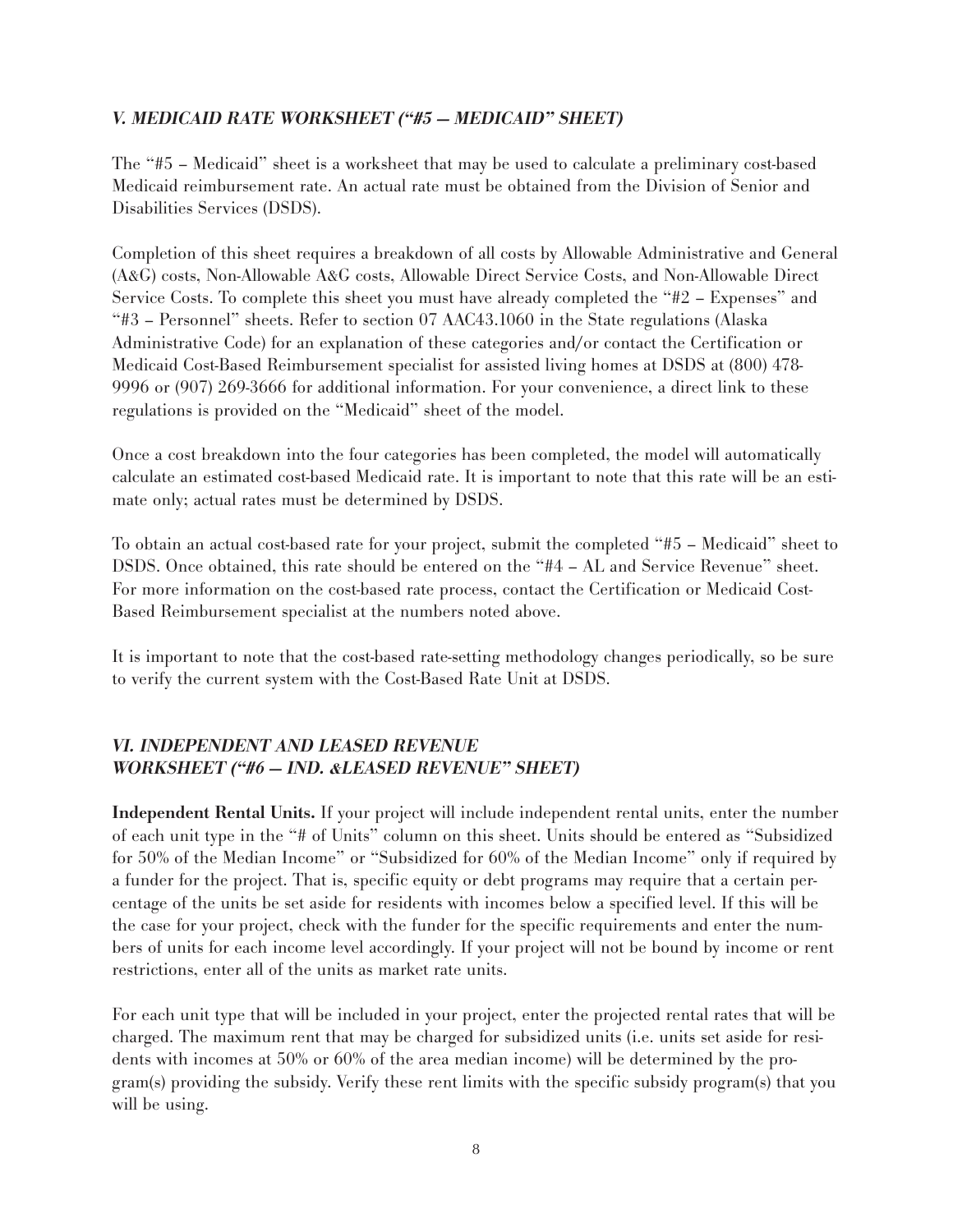### *V. MEDICAID RATE WORKSHEET ("#5 — MEDICAID" SHEET)*

The "#5 – Medicaid" sheet is a worksheet that may be used to calculate a preliminary cost-based Medicaid reimbursement rate. An actual rate must be obtained from the Division of Senior and Disabilities Services (DSDS).

Completion of this sheet requires a breakdown of all costs by Allowable Administrative and General (A&G) costs, Non-Allowable A&G costs, Allowable Direct Service Costs, and Non-Allowable Direct Service Costs. To complete this sheet you must have already completed the "#2 – Expenses" and "#3 – Personnel" sheets. Refer to section 07 AAC43.1060 in the State regulations (Alaska Administrative Code) for an explanation of these categories and/or contact the Certification or Medicaid Cost-Based Reimbursement specialist for assisted living homes at DSDS at (800) 478-9996 or (907) 269-3666 for additional information. For your convenience, a direct link to these regulations is provided on the "Medicaid" sheet of the model.

Once a cost breakdown into the four categories has been completed, the model will automatically calculate an estimated cost-based Medicaid rate. It is important to note that this rate will be an estimate only; actual rates must be determined by DSDS.

To obtain an actual cost-based rate for your project, submit the completed "#5 – Medicaid" sheet to DSDS. Once obtained, this rate should be entered on the "#4 – AL and Service Revenue" sheet. For more information on the cost-based rate process, contact the Certification or Medicaid Cost-Based Reimbursement specialist at the numbers noted above.

It is important to note that the cost-based rate-setting methodology changes periodically, so be sure to verify the current system with the Cost-Based Rate Unit at DSDS.

### *VI. INDEPENDENT AND LEASED REVENUE WORKSHEET ("#6 — IND. &LEASED REVENUE" SHEET)*

**Independent Rental Units.** If your project will include independent rental units, enter the number of each unit type in the "# of Units" column on this sheet. Units should be entered as "Subsidized for 50% of the Median Income" or "Subsidized for 60% of the Median Income" only if required by a funder for the project. That is, specific equity or debt programs may require that a certain percentage of the units be set aside for residents with incomes below a specified level. If this will be the case for your project, check with the funder for the specific requirements and enter the numbers of units for each income level accordingly. If your project will not be bound by income or rent restrictions, enter all of the units as market rate units.

For each unit type that will be included in your project, enter the projected rental rates that will be charged. The maximum rent that may be charged for subsidized units (i.e. units set aside for residents with incomes at 50% or 60% of the area median income) will be determined by the program(s) providing the subsidy. Verify these rent limits with the specific subsidy program(s) that you will be using.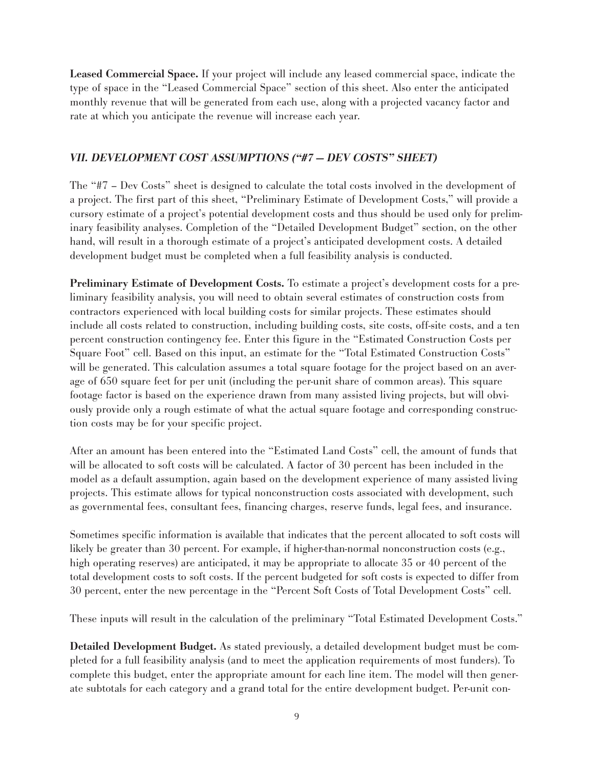**Leased Commercial Space.** If your project will include any leased commercial space, indicate the type of space in the "Leased Commercial Space" section of this sheet. Also enter the anticipated monthly revenue that will be generated from each use, along with a projected vacancy factor and rate at which you anticipate the revenue will increase each year.

### *VII. DEVELOPMENT COST ASSUMPTIONS ("#7 — DEV COSTS" SHEET)*

The "#7 – Dev Costs" sheet is designed to calculate the total costs involved in the development of a project. The first part of this sheet, "Preliminary Estimate of Development Costs," will provide a cursory estimate of a project's potential development costs and thus should be used only for preliminary feasibility analyses. Completion of the "Detailed Development Budget" section, on the other hand, will result in a thorough estimate of a project's anticipated development costs. A detailed development budget must be completed when a full feasibility analysis is conducted.

**Preliminary Estimate of Development Costs.** To estimate a project's development costs for a preliminary feasibility analysis, you will need to obtain several estimates of construction costs from contractors experienced with local building costs for similar projects. These estimates should include all costs related to construction, including building costs, site costs, off-site costs, and a ten percent construction contingency fee. Enter this figure in the "Estimated Construction Costs per Square Foot" cell. Based on this input, an estimate for the "Total Estimated Construction Costs" will be generated. This calculation assumes a total square footage for the project based on an average of 650 square feet for per unit (including the per-unit share of common areas). This square footage factor is based on the experience drawn from many assisted living projects, but will obviously provide only a rough estimate of what the actual square footage and corresponding construction costs may be for your specific project.

After an amount has been entered into the "Estimated Land Costs" cell, the amount of funds that will be allocated to soft costs will be calculated. A factor of 30 percent has been included in the model as a default assumption, again based on the development experience of many assisted living projects. This estimate allows for typical nonconstruction costs associated with development, such as governmental fees, consultant fees, financing charges, reserve funds, legal fees, and insurance.

Sometimes specific information is available that indicates that the percent allocated to soft costs will likely be greater than 30 percent. For example, if higher-than-normal nonconstruction costs (e.g., high operating reserves) are anticipated, it may be appropriate to allocate 35 or 40 percent of the total development costs to soft costs. If the percent budgeted for soft costs is expected to differ from 30 percent, enter the new percentage in the "Percent Soft Costs of Total Development Costs" cell.

These inputs will result in the calculation of the preliminary "Total Estimated Development Costs."

**Detailed Development Budget.** As stated previously, a detailed development budget must be completed for a full feasibility analysis (and to meet the application requirements of most funders). To complete this budget, enter the appropriate amount for each line item. The model will then generate subtotals for each category and a grand total for the entire development budget. Per-unit con-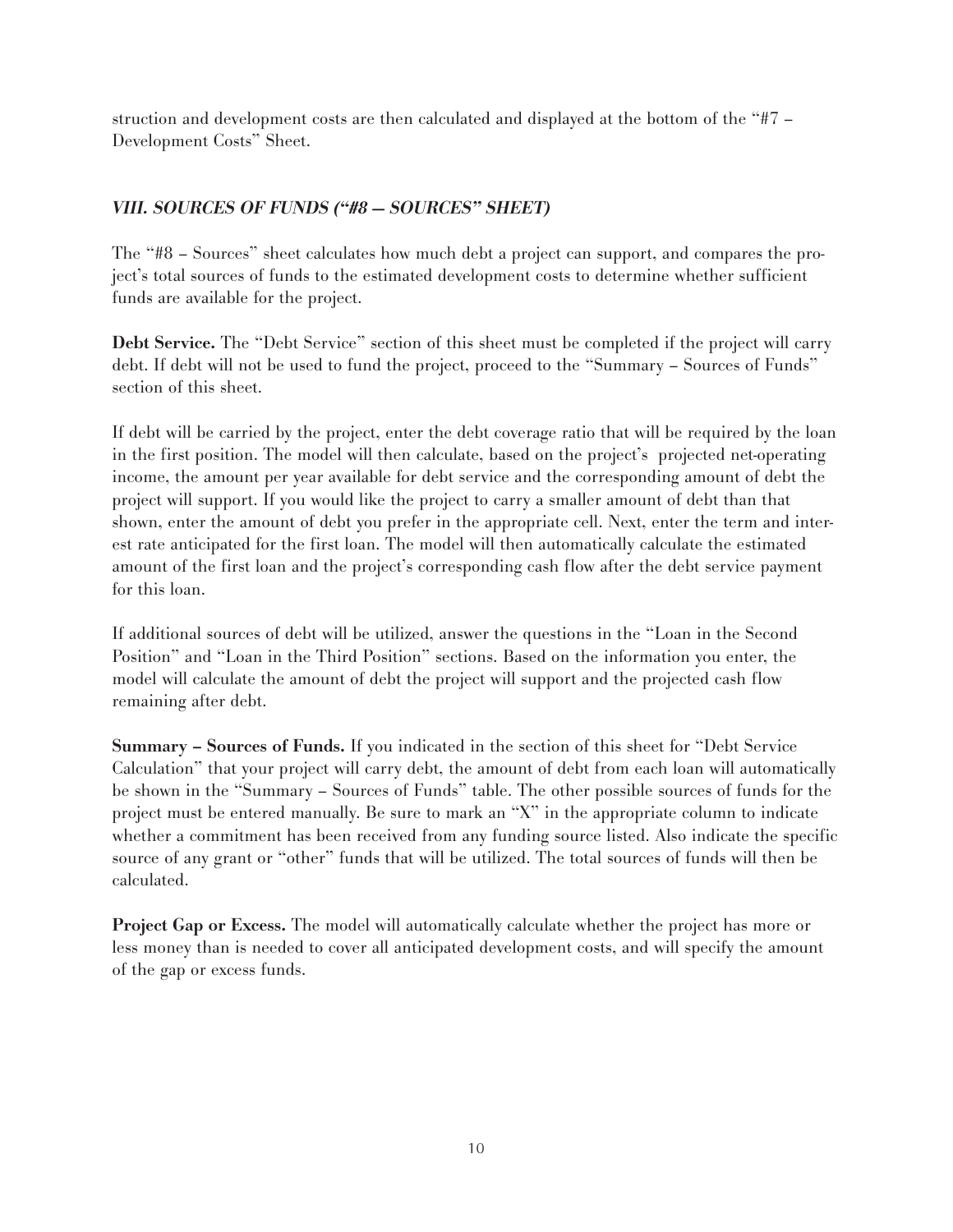struction and development costs are then calculated and displayed at the bottom of the "#7 – Development Costs" Sheet.

### *VIII. SOURCES OF FUNDS ("#8 — SOURCES" SHEET)*

The "#8 – Sources" sheet calculates how much debt a project can support, and compares the project's total sources of funds to the estimated development costs to determine whether sufficient funds are available for the project.

**Debt Service.** The "Debt Service" section of this sheet must be completed if the project will carry debt. If debt will not be used to fund the project, proceed to the "Summary – Sources of Funds" section of this sheet.

If debt will be carried by the project, enter the debt coverage ratio that will be required by the loan in the first position. The model will then calculate, based on the project's projected net-operating income, the amount per year available for debt service and the corresponding amount of debt the project will support. If you would like the project to carry a smaller amount of debt than that shown, enter the amount of debt you prefer in the appropriate cell. Next, enter the term and interest rate anticipated for the first loan. The model will then automatically calculate the estimated amount of the first loan and the project's corresponding cash flow after the debt service payment for this loan.

If additional sources of debt will be utilized, answer the questions in the "Loan in the Second Position" and "Loan in the Third Position" sections. Based on the information you enter, the model will calculate the amount of debt the project will support and the projected cash flow remaining after debt.

**Summary – Sources of Funds.** If you indicated in the section of this sheet for "Debt Service Calculation" that your project will carry debt, the amount of debt from each loan will automatically be shown in the "Summary – Sources of Funds" table. The other possible sources of funds for the project must be entered manually. Be sure to mark an "X" in the appropriate column to indicate whether a commitment has been received from any funding source listed. Also indicate the specific source of any grant or "other" funds that will be utilized. The total sources of funds will then be calculated.

**Project Gap or Excess.** The model will automatically calculate whether the project has more or less money than is needed to cover all anticipated development costs, and will specify the amount of the gap or excess funds.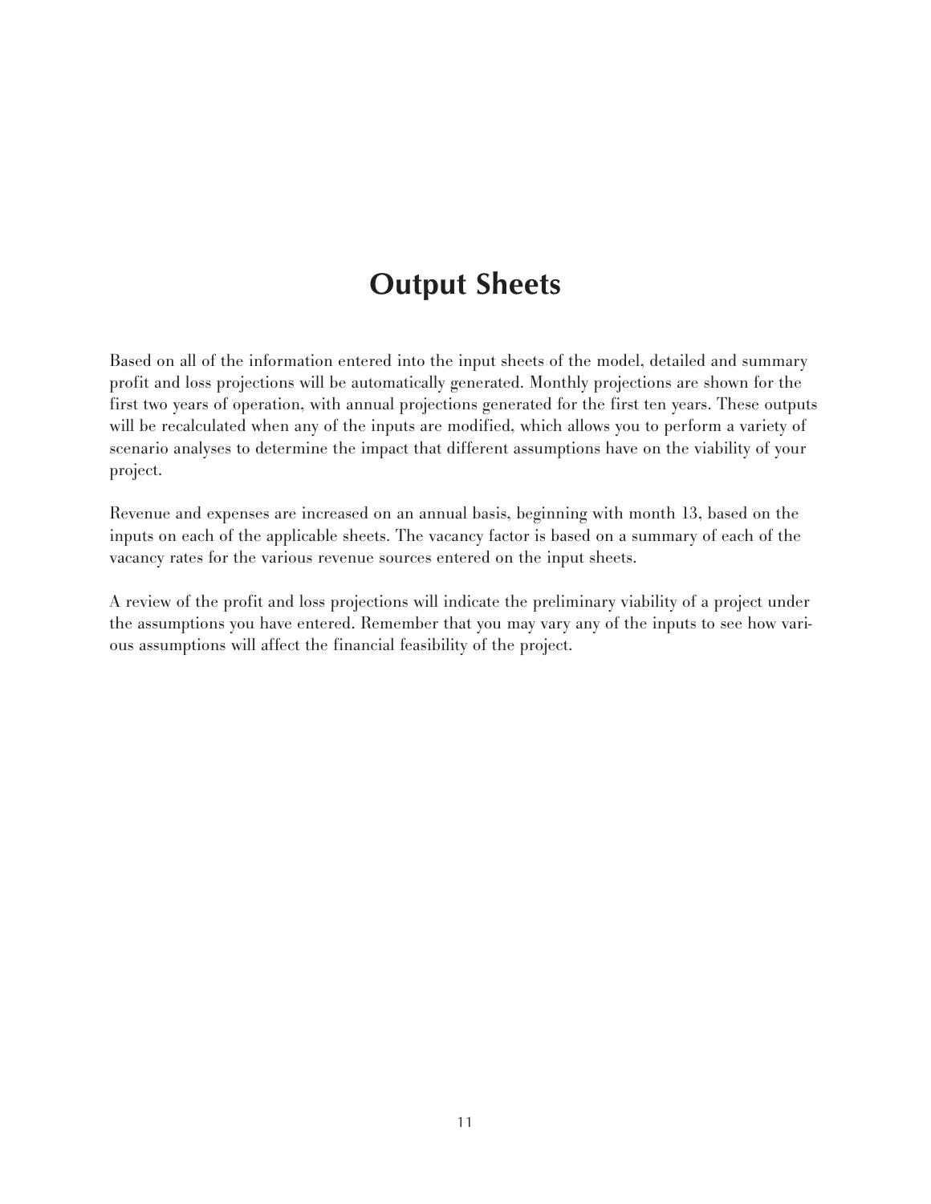# Output Sheets

Based on all of the information entered into the input sheets of the model, detailed and summary profit and loss projections will be automatically generated. Monthly projections are shown for the first two years of operation, with annual projections generated for the first ten years. These outputs will be recalculated when any of the inputs are modified, which allows you to perform a variety of scenario analyses to determine the impact that different assumptions have on the viability of your project.

Revenue and expenses are increased on an annual basis, beginning with month 13, based on the inputs on each of the applicable sheets. The vacancy factor is based on a summary of each of the vacancy rates for the various revenue sources entered on the input sheets.

A review of the profit and loss projections will indicate the preliminary viability of a project under the assumptions you have entered. Remember that you may vary any of the inputs to see how various assumptions will affect the financial feasibility of the project.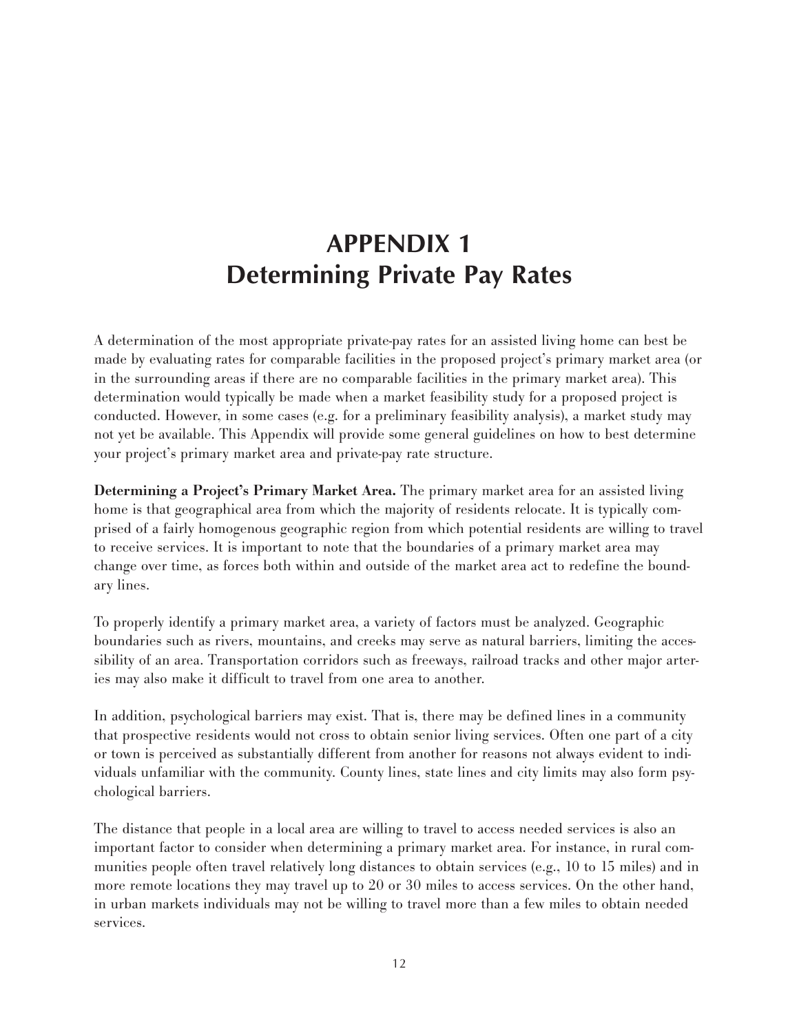# APPENDIX 1
# Determining Private Pay Rates

A determination of the most appropriate private-pay rates for an assisted living home can best be made by evaluating rates for comparable facilities in the proposed project's primary market area (or in the surrounding areas if there are no comparable facilities in the primary market area). This determination would typically be made when a market feasibility study for a proposed project is conducted. However, in some cases (e.g. for a preliminary feasibility analysis), a market study may not yet be available. This Appendix will provide some general guidelines on how to best determine your project's primary market area and private-pay rate structure.

**Determining a Project's Primary Market Area.** The primary market area for an assisted living home is that geographical area from which the majority of residents relocate. It is typically comprised of a fairly homogenous geographic region from which potential residents are willing to travel to receive services. It is important to note that the boundaries of a primary market area may change over time, as forces both within and outside of the market area act to redefine the boundary lines.

To properly identify a primary market area, a variety of factors must be analyzed. Geographic boundaries such as rivers, mountains, and creeks may serve as natural barriers, limiting the accessibility of an area. Transportation corridors such as freeways, railroad tracks and other major arteries may also make it difficult to travel from one area to another.

In addition, psychological barriers may exist. That is, there may be defined lines in a community that prospective residents would not cross to obtain senior living services. Often one part of a city or town is perceived as substantially different from another for reasons not always evident to individuals unfamiliar with the community. County lines, state lines and city limits may also form psychological barriers.

The distance that people in a local area are willing to travel to access needed services is also an important factor to consider when determining a primary market area. For instance, in rural communities people often travel relatively long distances to obtain services (e.g., 10 to 15 miles) and in more remote locations they may travel up to 20 or 30 miles to access services. On the other hand, in urban markets individuals may not be willing to travel more than a few miles to obtain needed services.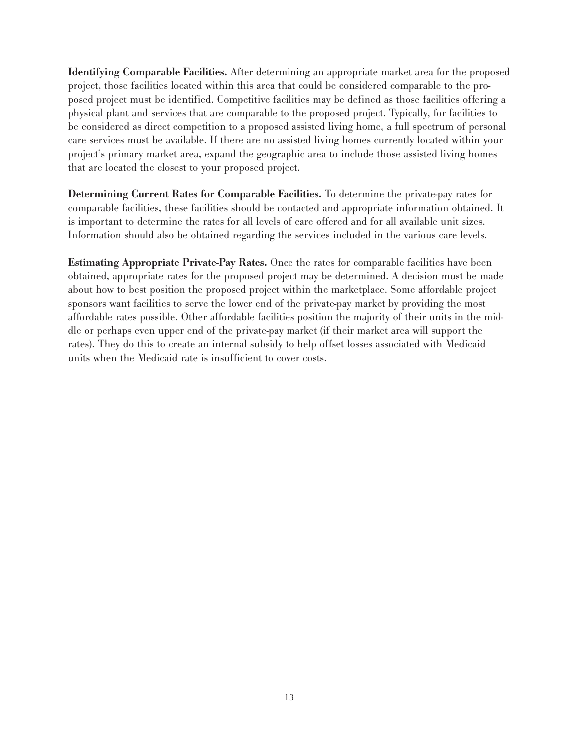**Identifying Comparable Facilities.** After determining an appropriate market area for the proposed project, those facilities located within this area that could be considered comparable to the proposed project must be identified. Competitive facilities may be defined as those facilities offering a physical plant and services that are comparable to the proposed project. Typically, for facilities to be considered as direct competition to a proposed assisted living home, a full spectrum of personal care services must be available. If there are no assisted living homes currently located within your project's primary market area, expand the geographic area to include those assisted living homes that are located the closest to your proposed project.

**Determining Current Rates for Comparable Facilities.** To determine the private-pay rates for comparable facilities, these facilities should be contacted and appropriate information obtained. It is important to determine the rates for all levels of care offered and for all available unit sizes. Information should also be obtained regarding the services included in the various care levels.

**Estimating Appropriate Private-Pay Rates.** Once the rates for comparable facilities have been obtained, appropriate rates for the proposed project may be determined. A decision must be made about how to best position the proposed project within the marketplace. Some affordable project sponsors want facilities to serve the lower end of the private-pay market by providing the most affordable rates possible. Other affordable facilities position the majority of their units in the middle or perhaps even upper end of the private-pay market (if their market area will support the rates). They do this to create an internal subsidy to help offset losses associated with Medicaid units when the Medicaid rate is insufficient to cover costs.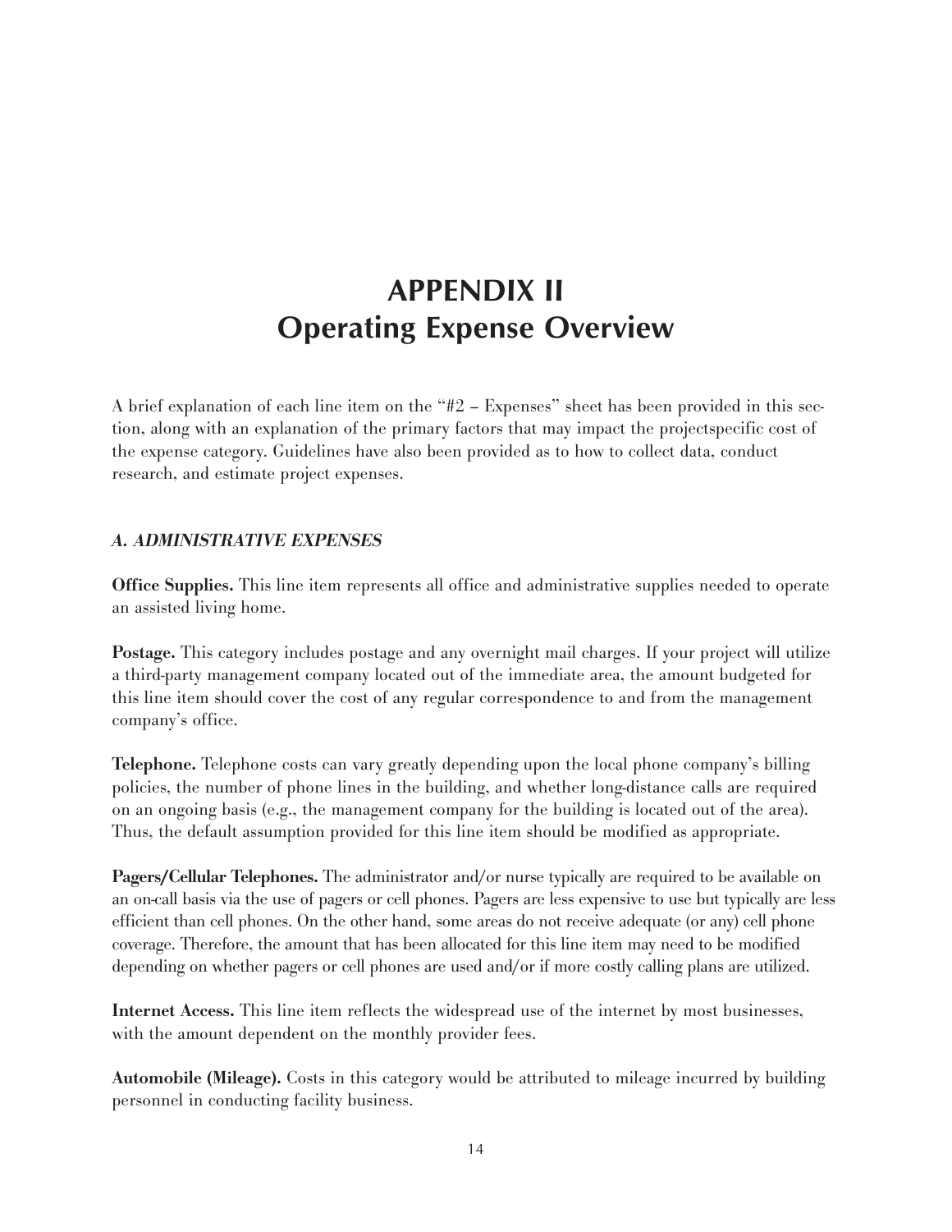# APPENDIX II
# Operating Expense Overview

A brief explanation of each line item on the "#2 – Expenses" sheet has been provided in this section, along with an explanation of the primary factors that may impact the projectspecific cost of the expense category. Guidelines have also been provided as to how to collect data, conduct research, and estimate project expenses.

### *A. ADMINISTRATIVE EXPENSES*

**Office Supplies.** This line item represents all office and administrative supplies needed to operate an assisted living home.

**Postage.** This category includes postage and any overnight mail charges. If your project will utilize a third-party management company located out of the immediate area, the amount budgeted for this line item should cover the cost of any regular correspondence to and from the management company's office.

**Telephone.** Telephone costs can vary greatly depending upon the local phone company's billing policies, the number of phone lines in the building, and whether long-distance calls are required on an ongoing basis (e.g., the management company for the building is located out of the area). Thus, the default assumption provided for this line item should be modified as appropriate.

**Pagers/Cellular Telephones.** The administrator and/or nurse typically are required to be available on an on-call basis via the use of pagers or cell phones. Pagers are less expensive to use but typically are less efficient than cell phones. On the other hand, some areas do not receive adequate (or any) cell phone coverage. Therefore, the amount that has been allocated for this line item may need to be modified depending on whether pagers or cell phones are used and/or if more costly calling plans are utilized.

**Internet Access.** This line item reflects the widespread use of the internet by most businesses, with the amount dependent on the monthly provider fees.

**Automobile (Mileage).** Costs in this category would be attributed to mileage incurred by building personnel in conducting facility business.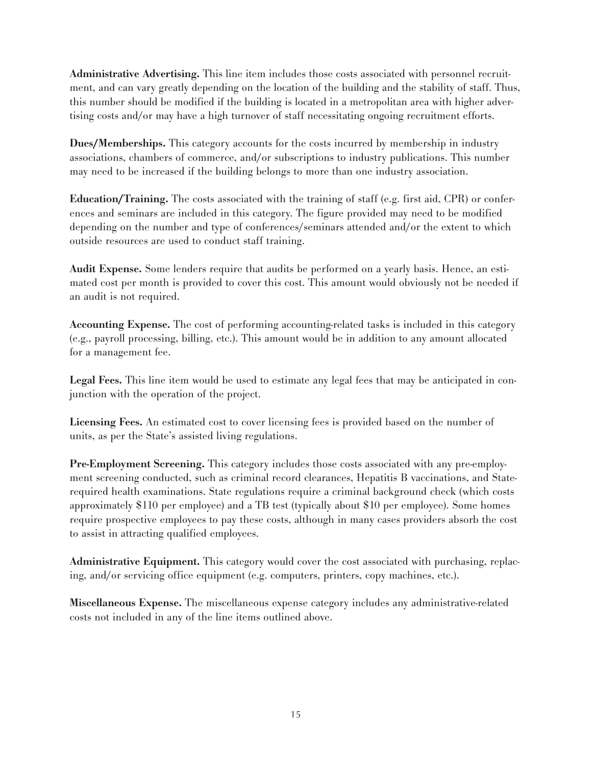**Administrative Advertising.** This line item includes those costs associated with personnel recruitment, and can vary greatly depending on the location of the building and the stability of staff. Thus, this number should be modified if the building is located in a metropolitan area with higher advertising costs and/or may have a high turnover of staff necessitating ongoing recruitment efforts.

**Dues/Memberships.** This category accounts for the costs incurred by membership in industry associations, chambers of commerce, and/or subscriptions to industry publications. This number may need to be increased if the building belongs to more than one industry association.

**Education/Training.** The costs associated with the training of staff (e.g. first aid, CPR) or conferences and seminars are included in this category. The figure provided may need to be modified depending on the number and type of conferences/seminars attended and/or the extent to which outside resources are used to conduct staff training.

**Audit Expense.** Some lenders require that audits be performed on a yearly basis. Hence, an estimated cost per month is provided to cover this cost. This amount would obviously not be needed if an audit is not required.

**Accounting Expense.** The cost of performing accounting-related tasks is included in this category (e.g., payroll processing, billing, etc.). This amount would be in addition to any amount allocated for a management fee.

**Legal Fees.** This line item would be used to estimate any legal fees that may be anticipated in conjunction with the operation of the project.

**Licensing Fees.** An estimated cost to cover licensing fees is provided based on the number of units, as per the State's assisted living regulations.

**Pre-Employment Screening.** This category includes those costs associated with any pre-employment screening conducted, such as criminal record clearances, Hepatitis B vaccinations, and State-required health examinations. State regulations require a criminal background check (which costs approximately $110 per employee) and a TB test (typically about $10 per employee). Some homes require prospective employees to pay these costs, although in many cases providers absorb the cost to assist in attracting qualified employees.

**Administrative Equipment.** This category would cover the cost associated with purchasing, replacing, and/or servicing office equipment (e.g. computers, printers, copy machines, etc.).

**Miscellaneous Expense.** The miscellaneous expense category includes any administrative-related costs not included in any of the line items outlined above.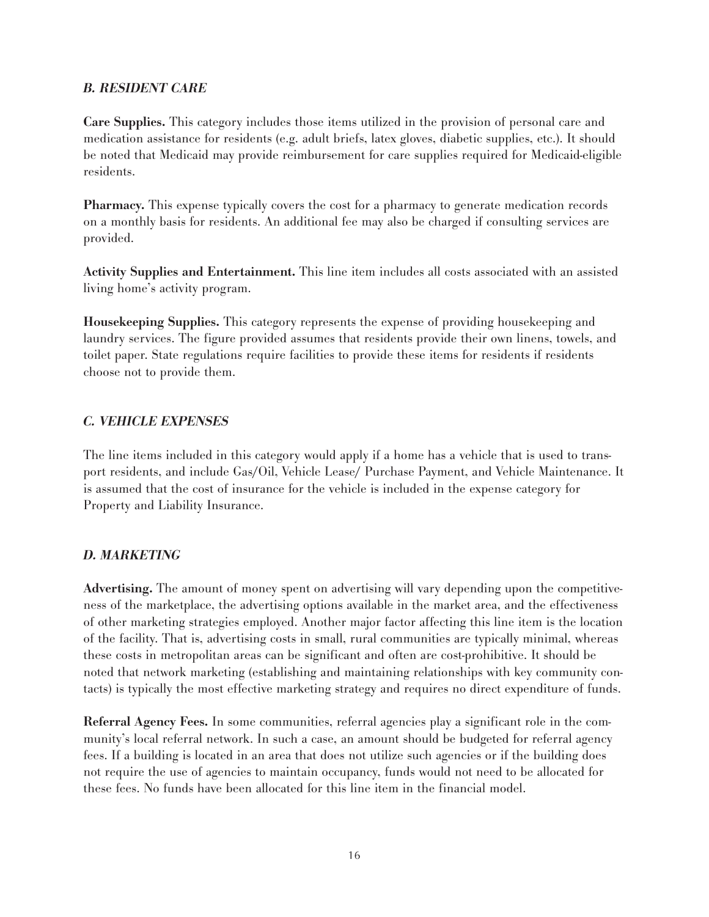### *B. RESIDENT CARE*

**Care Supplies.** This category includes those items utilized in the provision of personal care and medication assistance for residents (e.g. adult briefs, latex gloves, diabetic supplies, etc.). It should be noted that Medicaid may provide reimbursement for care supplies required for Medicaid-eligible residents.

**Pharmacy.** This expense typically covers the cost for a pharmacy to generate medication records on a monthly basis for residents. An additional fee may also be charged if consulting services are provided.

**Activity Supplies and Entertainment.** This line item includes all costs associated with an assisted living home's activity program.

**Housekeeping Supplies.** This category represents the expense of providing housekeeping and laundry services. The figure provided assumes that residents provide their own linens, towels, and toilet paper. State regulations require facilities to provide these items for residents if residents choose not to provide them.

### *C. VEHICLE EXPENSES*

The line items included in this category would apply if a home has a vehicle that is used to transport residents, and include Gas/Oil, Vehicle Lease/ Purchase Payment, and Vehicle Maintenance. It is assumed that the cost of insurance for the vehicle is included in the expense category for Property and Liability Insurance.

### *D. MARKETING*

**Advertising.** The amount of money spent on advertising will vary depending upon the competitiveness of the marketplace, the advertising options available in the market area, and the effectiveness of other marketing strategies employed. Another major factor affecting this line item is the location of the facility. That is, advertising costs in small, rural communities are typically minimal, whereas these costs in metropolitan areas can be significant and often are cost-prohibitive. It should be noted that network marketing (establishing and maintaining relationships with key community contacts) is typically the most effective marketing strategy and requires no direct expenditure of funds.

**Referral Agency Fees.** In some communities, referral agencies play a significant role in the community's local referral network. In such a case, an amount should be budgeted for referral agency fees. If a building is located in an area that does not utilize such agencies or if the building does not require the use of agencies to maintain occupancy, funds would not need to be allocated for these fees. No funds have been allocated for this line item in the financial model.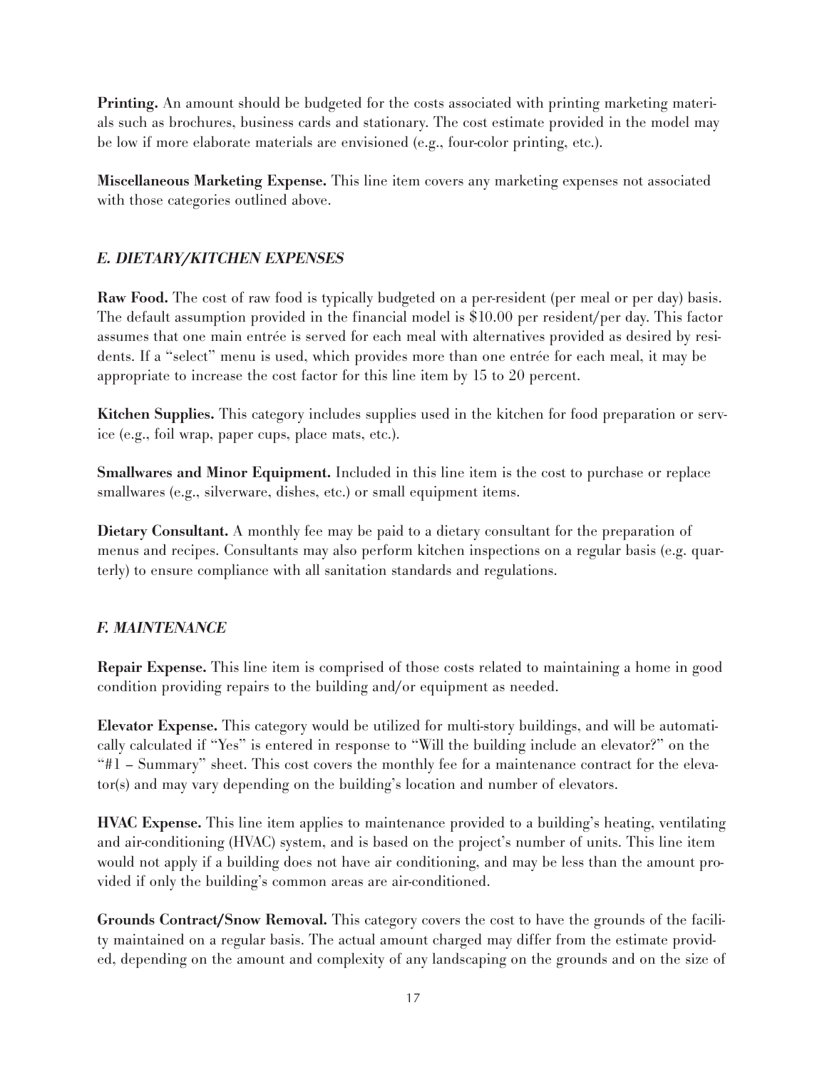**Printing.** An amount should be budgeted for the costs associated with printing marketing materials such as brochures, business cards and stationary. The cost estimate provided in the model may be low if more elaborate materials are envisioned (e.g., four-color printing, etc.).

**Miscellaneous Marketing Expense.** This line item covers any marketing expenses not associated with those categories outlined above.

### *E. DIETARY/KITCHEN EXPENSES*

**Raw Food.** The cost of raw food is typically budgeted on a per-resident (per meal or per day) basis. The default assumption provided in the financial model is $10.00 per resident/per day. This factor assumes that one main entrée is served for each meal with alternatives provided as desired by residents. If a "select" menu is used, which provides more than one entrée for each meal, it may be appropriate to increase the cost factor for this line item by 15 to 20 percent.

**Kitchen Supplies.** This category includes supplies used in the kitchen for food preparation or service (e.g., foil wrap, paper cups, place mats, etc.).

**Smallwares and Minor Equipment.** Included in this line item is the cost to purchase or replace smallwares (e.g., silverware, dishes, etc.) or small equipment items.

**Dietary Consultant.** A monthly fee may be paid to a dietary consultant for the preparation of menus and recipes. Consultants may also perform kitchen inspections on a regular basis (e.g. quarterly) to ensure compliance with all sanitation standards and regulations.

### *F. MAINTENANCE*

**Repair Expense.** This line item is comprised of those costs related to maintaining a home in good condition providing repairs to the building and/or equipment as needed.

**Elevator Expense.** This category would be utilized for multi-story buildings, and will be automatically calculated if "Yes" is entered in response to "Will the building include an elevator?" on the "#1 – Summary" sheet. This cost covers the monthly fee for a maintenance contract for the elevator(s) and may vary depending on the building's location and number of elevators.

**HVAC Expense.** This line item applies to maintenance provided to a building's heating, ventilating and air-conditioning (HVAC) system, and is based on the project's number of units. This line item would not apply if a building does not have air conditioning, and may be less than the amount provided if only the building's common areas are air-conditioned.

**Grounds Contract/Snow Removal.** This category covers the cost to have the grounds of the facility maintained on a regular basis. The actual amount charged may differ from the estimate provided, depending on the amount and complexity of any landscaping on the grounds and on the size of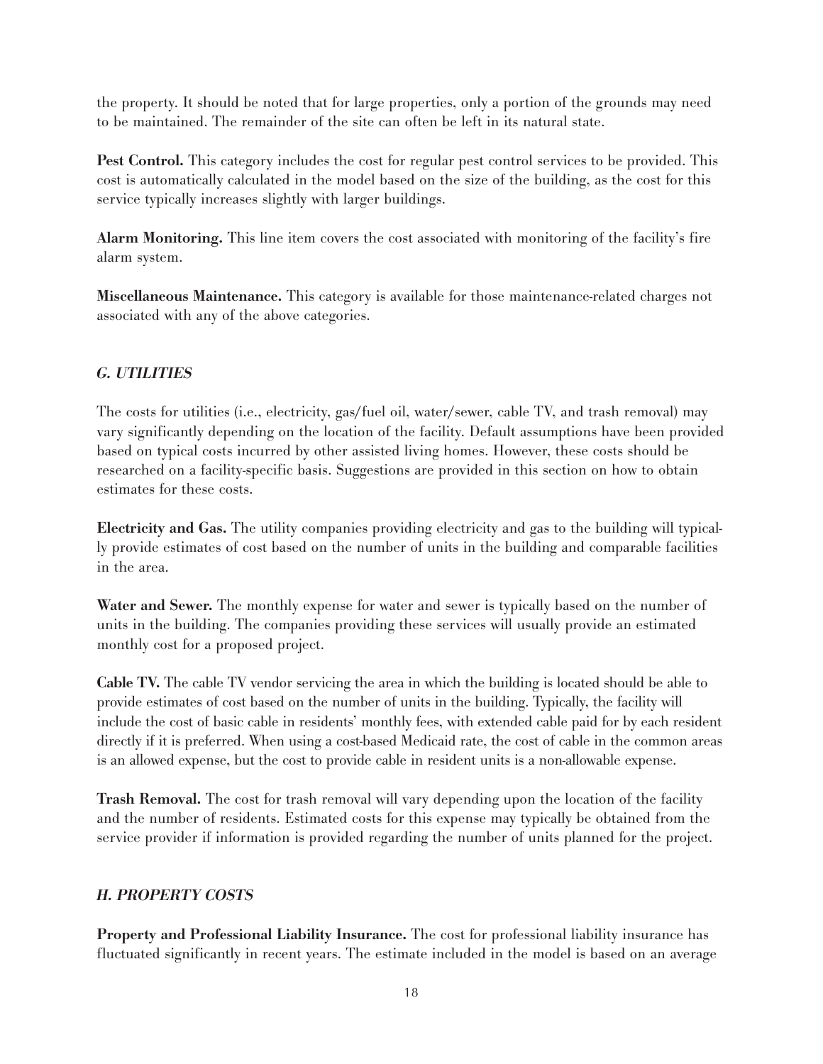the property. It should be noted that for large properties, only a portion of the grounds may need to be maintained. The remainder of the site can often be left in its natural state.

**Pest Control.** This category includes the cost for regular pest control services to be provided. This cost is automatically calculated in the model based on the size of the building, as the cost for this service typically increases slightly with larger buildings.

**Alarm Monitoring.** This line item covers the cost associated with monitoring of the facility's fire alarm system.

**Miscellaneous Maintenance.** This category is available for those maintenance-related charges not associated with any of the above categories.

### *G. UTILITIES*

The costs for utilities (i.e., electricity, gas/fuel oil, water/sewer, cable TV, and trash removal) may vary significantly depending on the location of the facility. Default assumptions have been provided based on typical costs incurred by other assisted living homes. However, these costs should be researched on a facility-specific basis. Suggestions are provided in this section on how to obtain estimates for these costs.

**Electricity and Gas.** The utility companies providing electricity and gas to the building will typically provide estimates of cost based on the number of units in the building and comparable facilities in the area.

**Water and Sewer.** The monthly expense for water and sewer is typically based on the number of units in the building. The companies providing these services will usually provide an estimated monthly cost for a proposed project.

**Cable TV.** The cable TV vendor servicing the area in which the building is located should be able to provide estimates of cost based on the number of units in the building. Typically, the facility will include the cost of basic cable in residents' monthly fees, with extended cable paid for by each resident directly if it is preferred. When using a cost-based Medicaid rate, the cost of cable in the common areas is an allowed expense, but the cost to provide cable in resident units is a non-allowable expense.

**Trash Removal.** The cost for trash removal will vary depending upon the location of the facility and the number of residents. Estimated costs for this expense may typically be obtained from the service provider if information is provided regarding the number of units planned for the project.

### *H. PROPERTY COSTS*

**Property and Professional Liability Insurance.** The cost for professional liability insurance has fluctuated significantly in recent years. The estimate included in the model is based on an average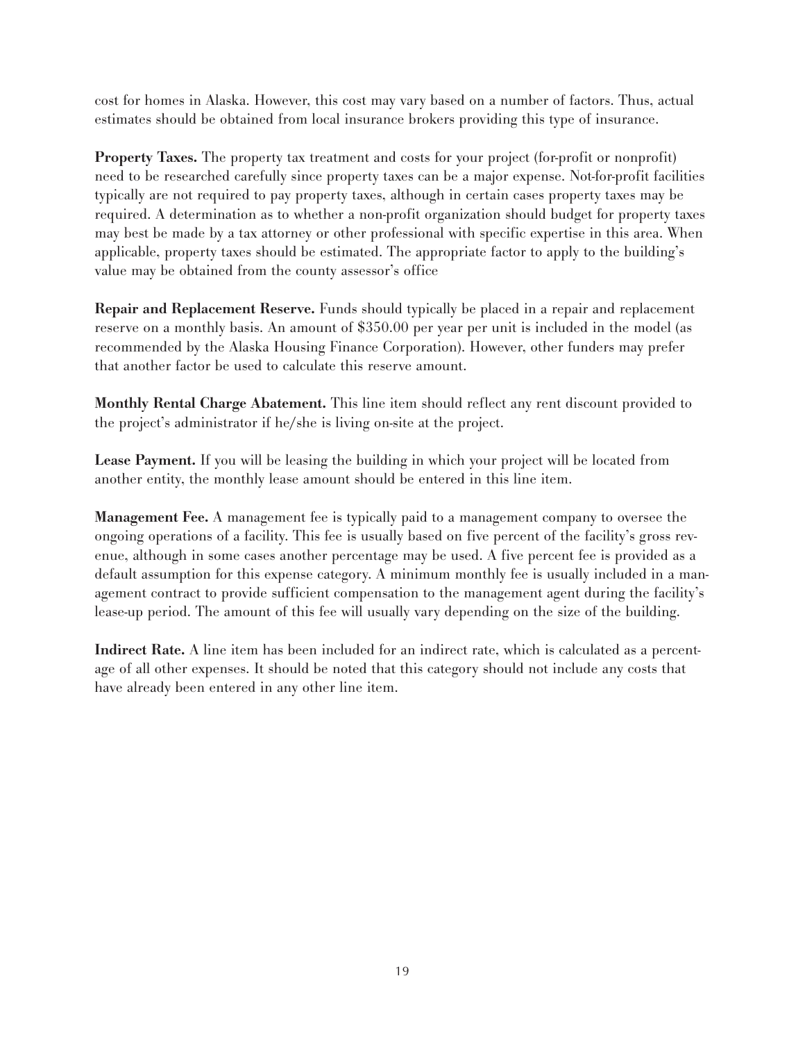cost for homes in Alaska. However, this cost may vary based on a number of factors. Thus, actual estimates should be obtained from local insurance brokers providing this type of insurance.

**Property Taxes.** The property tax treatment and costs for your project (for-profit or nonprofit) need to be researched carefully since property taxes can be a major expense. Not-for-profit facilities typically are not required to pay property taxes, although in certain cases property taxes may be required. A determination as to whether a non-profit organization should budget for property taxes may best be made by a tax attorney or other professional with specific expertise in this area. When applicable, property taxes should be estimated. The appropriate factor to apply to the building's value may be obtained from the county assessor's office

**Repair and Replacement Reserve.** Funds should typically be placed in a repair and replacement reserve on a monthly basis. An amount of $350.00 per year per unit is included in the model (as recommended by the Alaska Housing Finance Corporation). However, other funders may prefer that another factor be used to calculate this reserve amount.

**Monthly Rental Charge Abatement.** This line item should reflect any rent discount provided to the project's administrator if he/she is living on-site at the project.

**Lease Payment.** If you will be leasing the building in which your project will be located from another entity, the monthly lease amount should be entered in this line item.

**Management Fee.** A management fee is typically paid to a management company to oversee the ongoing operations of a facility. This fee is usually based on five percent of the facility's gross revenue, although in some cases another percentage may be used. A five percent fee is provided as a default assumption for this expense category. A minimum monthly fee is usually included in a management contract to provide sufficient compensation to the management agent during the facility's lease-up period. The amount of this fee will usually vary depending on the size of the building.

**Indirect Rate.** A line item has been included for an indirect rate, which is calculated as a percentage of all other expenses. It should be noted that this category should not include any costs that have already been entered in any other line item.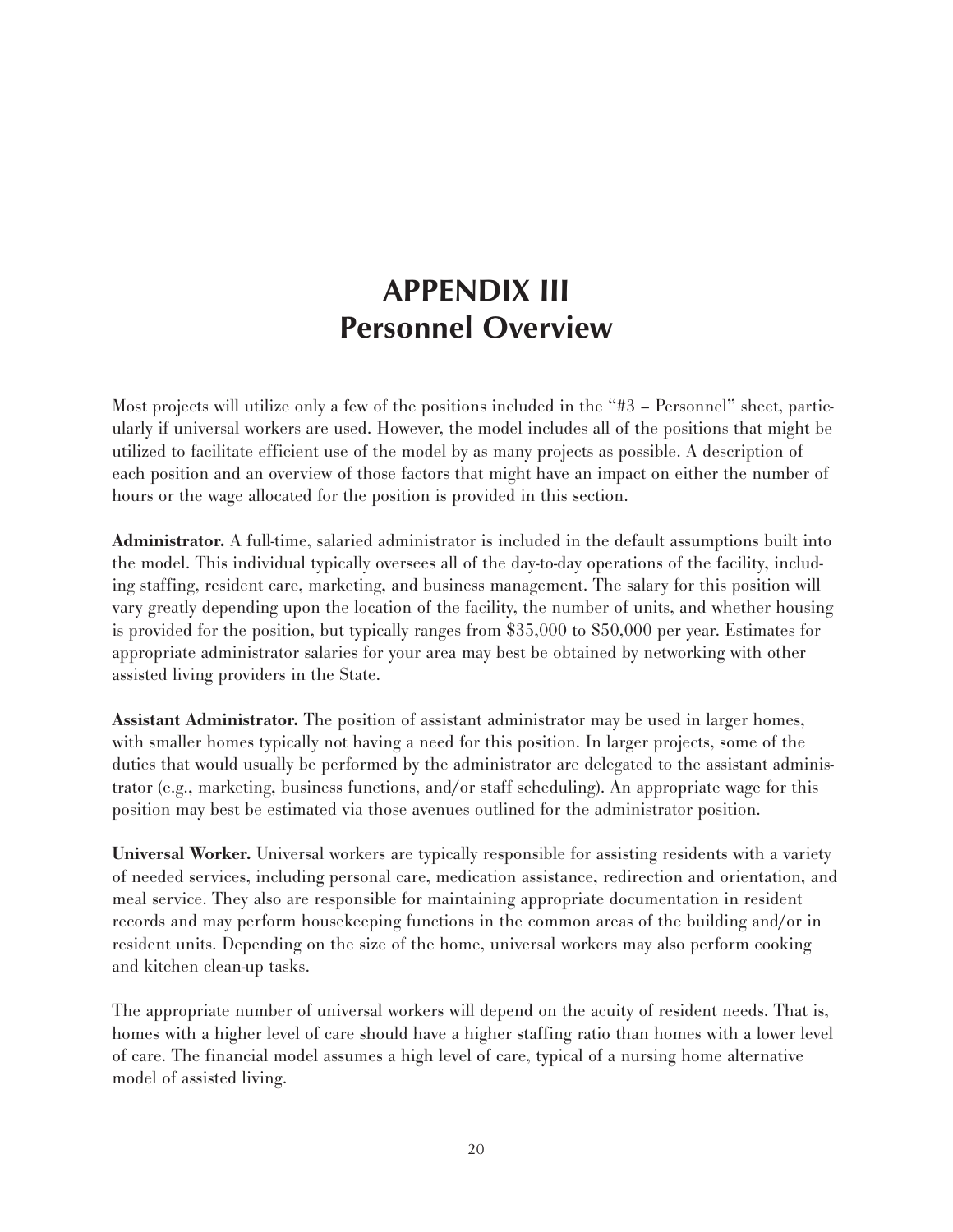# APPENDIX III
# Personnel Overview

Most projects will utilize only a few of the positions included in the "#3 – Personnel" sheet, particularly if universal workers are used. However, the model includes all of the positions that might be utilized to facilitate efficient use of the model by as many projects as possible. A description of each position and an overview of those factors that might have an impact on either the number of hours or the wage allocated for the position is provided in this section.

**Administrator.** A full-time, salaried administrator is included in the default assumptions built into the model. This individual typically oversees all of the day-to-day operations of the facility, including staffing, resident care, marketing, and business management. The salary for this position will vary greatly depending upon the location of the facility, the number of units, and whether housing is provided for the position, but typically ranges from $35,000 to $50,000 per year. Estimates for appropriate administrator salaries for your area may best be obtained by networking with other assisted living providers in the State.

**Assistant Administrator.** The position of assistant administrator may be used in larger homes, with smaller homes typically not having a need for this position. In larger projects, some of the duties that would usually be performed by the administrator are delegated to the assistant administrator (e.g., marketing, business functions, and/or staff scheduling). An appropriate wage for this position may best be estimated via those avenues outlined for the administrator position.

**Universal Worker.** Universal workers are typically responsible for assisting residents with a variety of needed services, including personal care, medication assistance, redirection and orientation, and meal service. They also are responsible for maintaining appropriate documentation in resident records and may perform housekeeping functions in the common areas of the building and/or in resident units. Depending on the size of the home, universal workers may also perform cooking and kitchen clean-up tasks.

The appropriate number of universal workers will depend on the acuity of resident needs. That is, homes with a higher level of care should have a higher staffing ratio than homes with a lower level of care. The financial model assumes a high level of care, typical of a nursing home alternative model of assisted living.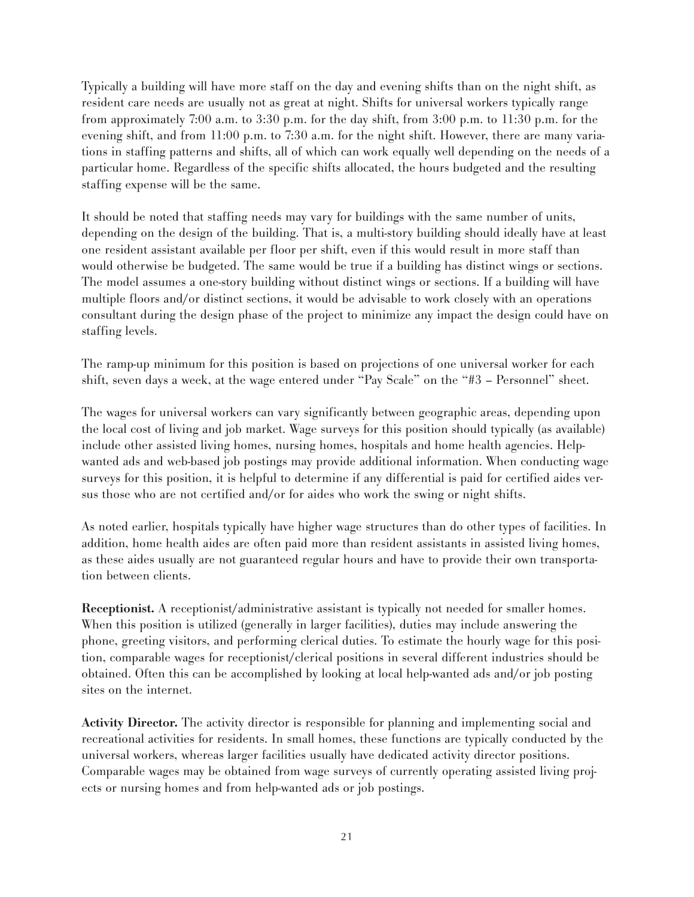Typically a building will have more staff on the day and evening shifts than on the night shift, as resident care needs are usually not as great at night. Shifts for universal workers typically range from approximately 7:00 a.m. to 3:30 p.m. for the day shift, from 3:00 p.m. to 11:30 p.m. for the evening shift, and from 11:00 p.m. to 7:30 a.m. for the night shift. However, there are many variations in staffing patterns and shifts, all of which can work equally well depending on the needs of a particular home. Regardless of the specific shifts allocated, the hours budgeted and the resulting staffing expense will be the same.

It should be noted that staffing needs may vary for buildings with the same number of units, depending on the design of the building. That is, a multi-story building should ideally have at least one resident assistant available per floor per shift, even if this would result in more staff than would otherwise be budgeted. The same would be true if a building has distinct wings or sections. The model assumes a one-story building without distinct wings or sections. If a building will have multiple floors and/or distinct sections, it would be advisable to work closely with an operations consultant during the design phase of the project to minimize any impact the design could have on staffing levels.

The ramp-up minimum for this position is based on projections of one universal worker for each shift, seven days a week, at the wage entered under "Pay Scale" on the "#3 – Personnel" sheet.

The wages for universal workers can vary significantly between geographic areas, depending upon the local cost of living and job market. Wage surveys for this position should typically (as available) include other assisted living homes, nursing homes, hospitals and home health agencies. Help-wanted ads and web-based job postings may provide additional information. When conducting wage surveys for this position, it is helpful to determine if any differential is paid for certified aides versus those who are not certified and/or for aides who work the swing or night shifts.

As noted earlier, hospitals typically have higher wage structures than do other types of facilities. In addition, home health aides are often paid more than resident assistants in assisted living homes, as these aides usually are not guaranteed regular hours and have to provide their own transportation between clients.

**Receptionist.** A receptionist/administrative assistant is typically not needed for smaller homes. When this position is utilized (generally in larger facilities), duties may include answering the phone, greeting visitors, and performing clerical duties. To estimate the hourly wage for this position, comparable wages for receptionist/clerical positions in several different industries should be obtained. Often this can be accomplished by looking at local help-wanted ads and/or job posting sites on the internet.

**Activity Director.** The activity director is responsible for planning and implementing social and recreational activities for residents. In small homes, these functions are typically conducted by the universal workers, whereas larger facilities usually have dedicated activity director positions. Comparable wages may be obtained from wage surveys of currently operating assisted living projects or nursing homes and from help-wanted ads or job postings.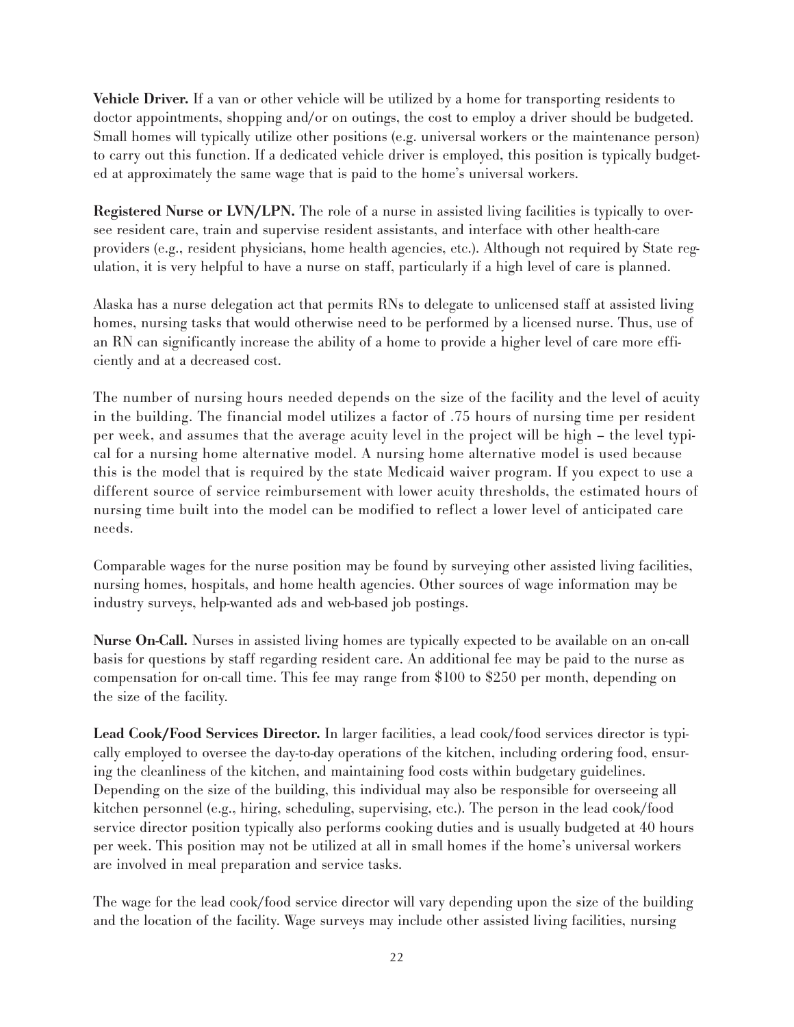**Vehicle Driver.** If a van or other vehicle will be utilized by a home for transporting residents to doctor appointments, shopping and/or on outings, the cost to employ a driver should be budgeted. Small homes will typically utilize other positions (e.g. universal workers or the maintenance person) to carry out this function. If a dedicated vehicle driver is employed, this position is typically budgeted at approximately the same wage that is paid to the home's universal workers.

**Registered Nurse or LVN/LPN.** The role of a nurse in assisted living facilities is typically to oversee resident care, train and supervise resident assistants, and interface with other health-care providers (e.g., resident physicians, home health agencies, etc.). Although not required by State regulation, it is very helpful to have a nurse on staff, particularly if a high level of care is planned.

Alaska has a nurse delegation act that permits RNs to delegate to unlicensed staff at assisted living homes, nursing tasks that would otherwise need to be performed by a licensed nurse. Thus, use of an RN can significantly increase the ability of a home to provide a higher level of care more efficiently and at a decreased cost.

The number of nursing hours needed depends on the size of the facility and the level of acuity in the building. The financial model utilizes a factor of .75 hours of nursing time per resident per week, and assumes that the average acuity level in the project will be high – the level typical for a nursing home alternative model. A nursing home alternative model is used because this is the model that is required by the state Medicaid waiver program. If you expect to use a different source of service reimbursement with lower acuity thresholds, the estimated hours of nursing time built into the model can be modified to reflect a lower level of anticipated care needs.

Comparable wages for the nurse position may be found by surveying other assisted living facilities, nursing homes, hospitals, and home health agencies. Other sources of wage information may be industry surveys, help-wanted ads and web-based job postings.

**Nurse On-Call.** Nurses in assisted living homes are typically expected to be available on an on-call basis for questions by staff regarding resident care. An additional fee may be paid to the nurse as compensation for on-call time. This fee may range from $100 to $250 per month, depending on the size of the facility.

**Lead Cook/Food Services Director.** In larger facilities, a lead cook/food services director is typically employed to oversee the day-to-day operations of the kitchen, including ordering food, ensuring the cleanliness of the kitchen, and maintaining food costs within budgetary guidelines. Depending on the size of the building, this individual may also be responsible for overseeing all kitchen personnel (e.g., hiring, scheduling, supervising, etc.). The person in the lead cook/food service director position typically also performs cooking duties and is usually budgeted at 40 hours per week. This position may not be utilized at all in small homes if the home's universal workers are involved in meal preparation and service tasks.

The wage for the lead cook/food service director will vary depending upon the size of the building and the location of the facility. Wage surveys may include other assisted living facilities, nursing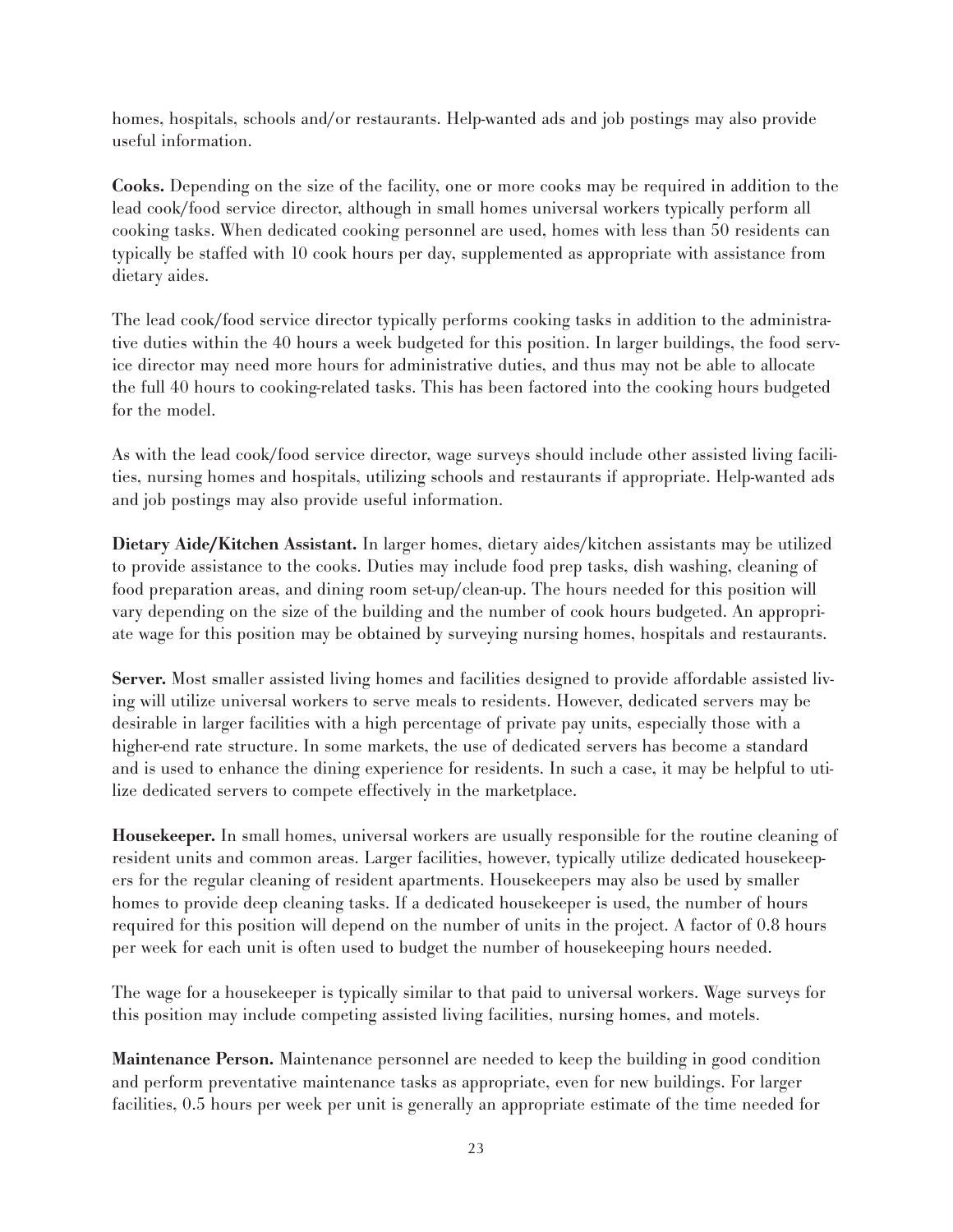homes, hospitals, schools and/or restaurants. Help-wanted ads and job postings may also provide useful information.

**Cooks.** Depending on the size of the facility, one or more cooks may be required in addition to the lead cook/food service director, although in small homes universal workers typically perform all cooking tasks. When dedicated cooking personnel are used, homes with less than 50 residents can typically be staffed with 10 cook hours per day, supplemented as appropriate with assistance from dietary aides.

The lead cook/food service director typically performs cooking tasks in addition to the administrative duties within the 40 hours a week budgeted for this position. In larger buildings, the food service director may need more hours for administrative duties, and thus may not be able to allocate the full 40 hours to cooking-related tasks. This has been factored into the cooking hours budgeted for the model.

As with the lead cook/food service director, wage surveys should include other assisted living facilities, nursing homes and hospitals, utilizing schools and restaurants if appropriate. Help-wanted ads and job postings may also provide useful information.

**Dietary Aide/Kitchen Assistant.** In larger homes, dietary aides/kitchen assistants may be utilized to provide assistance to the cooks. Duties may include food prep tasks, dish washing, cleaning of food preparation areas, and dining room set-up/clean-up. The hours needed for this position will vary depending on the size of the building and the number of cook hours budgeted. An appropriate wage for this position may be obtained by surveying nursing homes, hospitals and restaurants.

**Server.** Most smaller assisted living homes and facilities designed to provide affordable assisted living will utilize universal workers to serve meals to residents. However, dedicated servers may be desirable in larger facilities with a high percentage of private pay units, especially those with a higher-end rate structure. In some markets, the use of dedicated servers has become a standard and is used to enhance the dining experience for residents. In such a case, it may be helpful to utilize dedicated servers to compete effectively in the marketplace.

**Housekeeper.** In small homes, universal workers are usually responsible for the routine cleaning of resident units and common areas. Larger facilities, however, typically utilize dedicated housekeepers for the regular cleaning of resident apartments. Housekeepers may also be used by smaller homes to provide deep cleaning tasks. If a dedicated housekeeper is used, the number of hours required for this position will depend on the number of units in the project. A factor of 0.8 hours per week for each unit is often used to budget the number of housekeeping hours needed.

The wage for a housekeeper is typically similar to that paid to universal workers. Wage surveys for this position may include competing assisted living facilities, nursing homes, and motels.

**Maintenance Person.** Maintenance personnel are needed to keep the building in good condition and perform preventative maintenance tasks as appropriate, even for new buildings. For larger facilities, 0.5 hours per week per unit is generally an appropriate estimate of the time needed for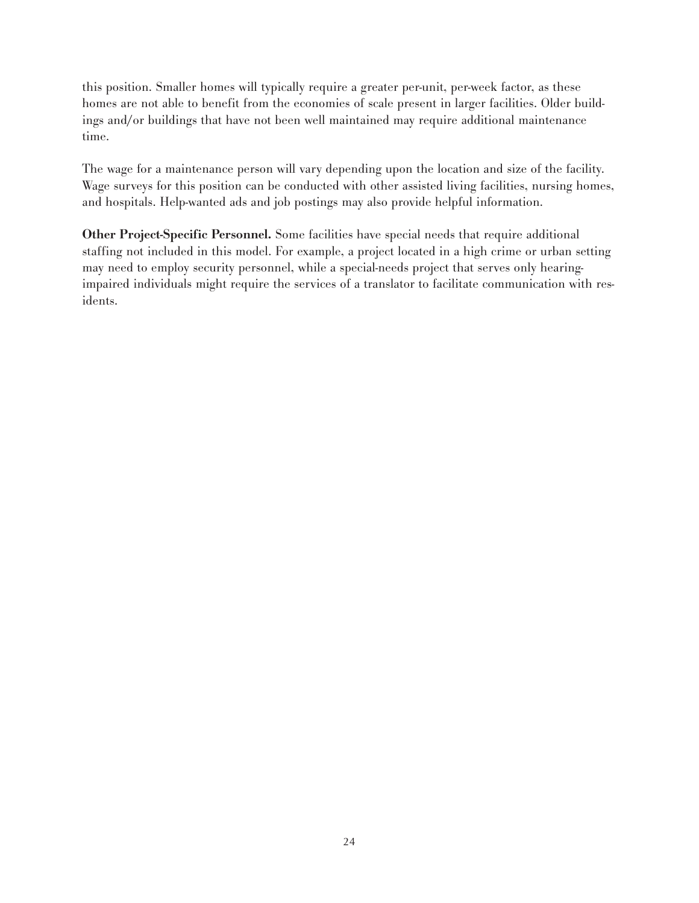this position. Smaller homes will typically require a greater per-unit, per-week factor, as these homes are not able to benefit from the economies of scale present in larger facilities. Older buildings and/or buildings that have not been well maintained may require additional maintenance time.

The wage for a maintenance person will vary depending upon the location and size of the facility. Wage surveys for this position can be conducted with other assisted living facilities, nursing homes, and hospitals. Help-wanted ads and job postings may also provide helpful information.

**Other Project-Specific Personnel.** Some facilities have special needs that require additional staffing not included in this model. For example, a project located in a high crime or urban setting may need to employ security personnel, while a special-needs project that serves only hearing-impaired individuals might require the services of a translator to facilitate communication with residents.